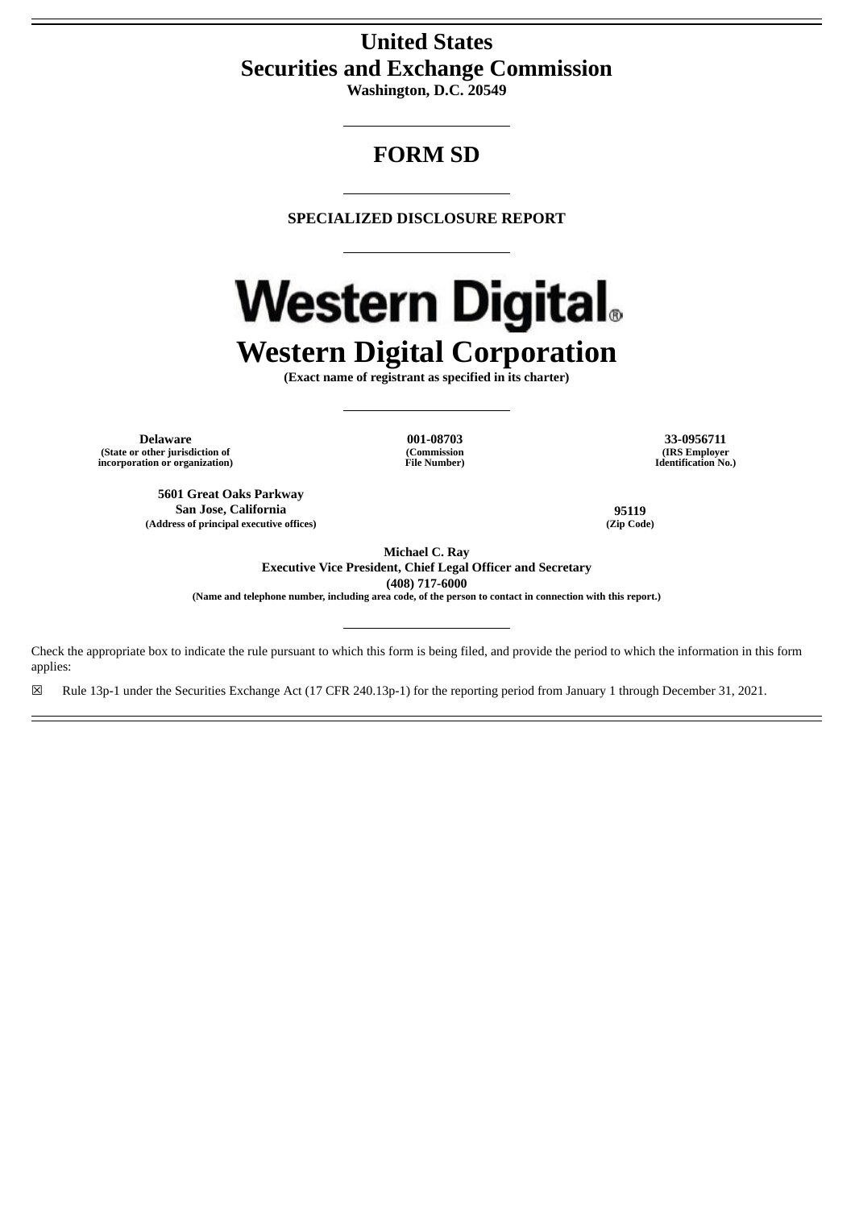# United States
# Securities and Exchange Commission
**Washington, D.C. 20549**

---

## FORM SD

---

**SPECIALIZED DISCLOSURE REPORT**

---

**Western Digital**

# Western Digital Corporation

**(Exact name of registrant as specified in its charter)**

---

| **Delaware** | **001-08703** | **33-0956711** |
|---|---|---|
| **(State or other jurisdiction of incorporation or organization)** | **(Commission File Number)** | **(IRS Employer Identification No.)** |

| **5601 Great Oaks Parkway San Jose, California** | **95119** |
|---|---|
| **(Address of principal executive offices)** | **(Zip Code)** |

**Michael C. Ray**
**Executive Vice President, Chief Legal Officer and Secretary**
**(408) 717-6000**
**(Name and telephone number, including area code, of the person to contact in connection with this report.)**

---

Check the appropriate box to indicate the rule pursuant to which this form is being filed, and provide the period to which the information in this form applies:

☒ Rule 13p-1 under the Securities Exchange Act (17 CFR 240.13p-1) for the reporting period from January 1 through December 31, 2021.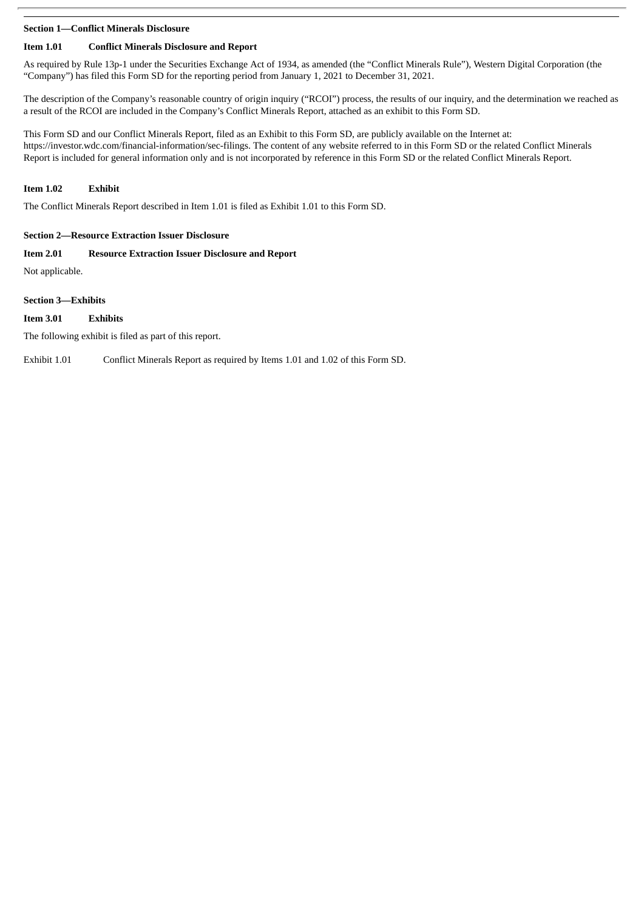## Section 1—Conflict Minerals Disclosure

### Item 1.01 Conflict Minerals Disclosure and Report

As required by Rule 13p-1 under the Securities Exchange Act of 1934, as amended (the "Conflict Minerals Rule"), Western Digital Corporation (the "Company") has filed this Form SD for the reporting period from January 1, 2021 to December 31, 2021.

The description of the Company's reasonable country of origin inquiry ("RCOI") process, the results of our inquiry, and the determination we reached as a result of the RCOI are included in the Company's Conflict Minerals Report, attached as an exhibit to this Form SD.

This Form SD and our Conflict Minerals Report, filed as an Exhibit to this Form SD, are publicly available on the Internet at: https://investor.wdc.com/financial-information/sec-filings. The content of any website referred to in this Form SD or the related Conflict Minerals Report is included for general information only and is not incorporated by reference in this Form SD or the related Conflict Minerals Report.

### Item 1.02 Exhibit

The Conflict Minerals Report described in Item 1.01 is filed as Exhibit 1.01 to this Form SD.

## Section 2—Resource Extraction Issuer Disclosure

### Item 2.01 Resource Extraction Issuer Disclosure and Report

Not applicable.

## Section 3—Exhibits

### Item 3.01 Exhibits

The following exhibit is filed as part of this report.

Exhibit 1.01 Conflict Minerals Report as required by Items 1.01 and 1.02 of this Form SD.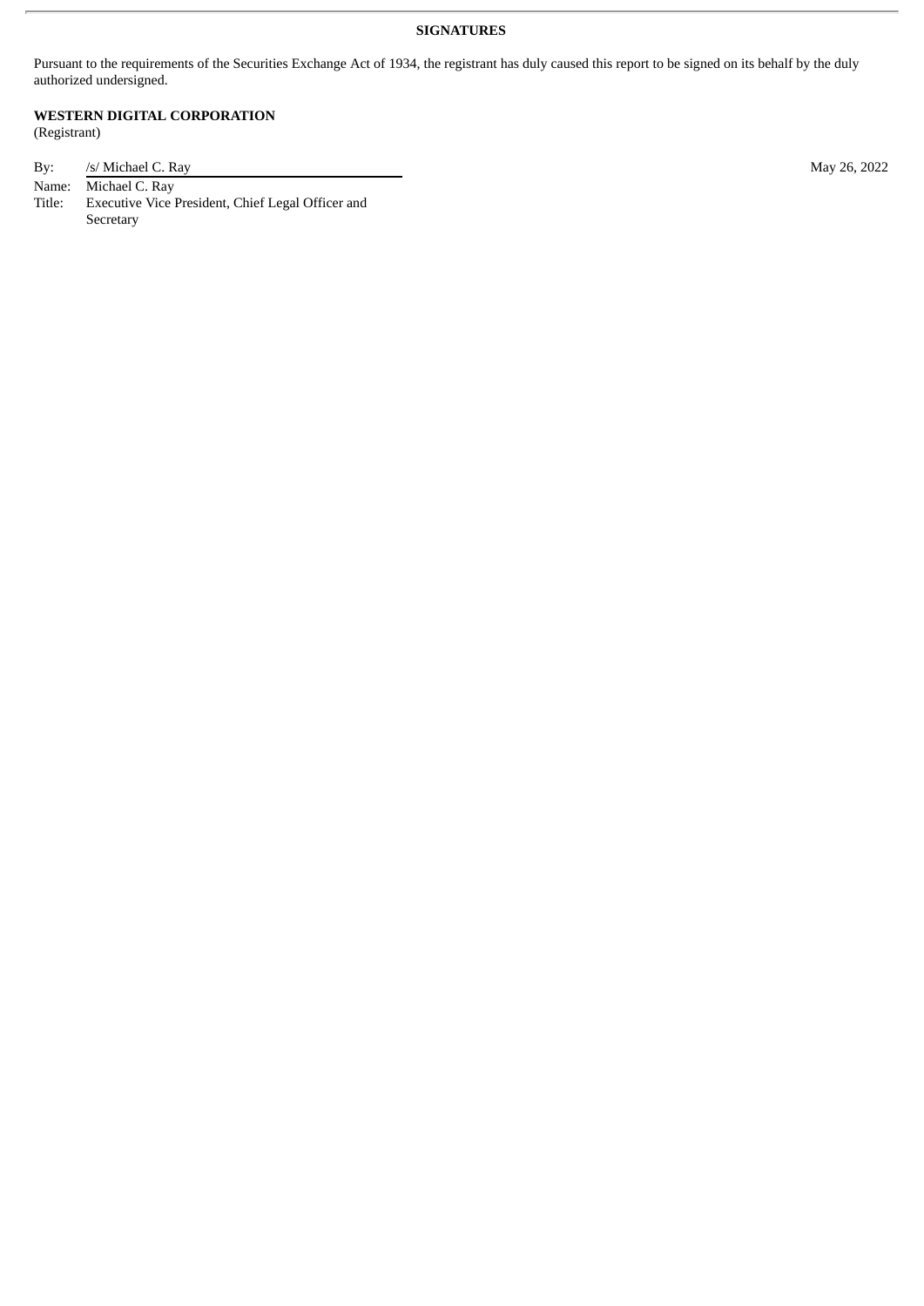**SIGNATURES**

Pursuant to the requirements of the Securities Exchange Act of 1934, the registrant has duly caused this report to be signed on its behalf by the duly authorized undersigned.

**WESTERN DIGITAL CORPORATION**
(Registrant)

| | | |
|---|---|---|
| By: | /s/ Michael C. Ray | May 26, 2022 |
| Name: | Michael C. Ray | |
| Title: | Executive Vice President, Chief Legal Officer and Secretary | |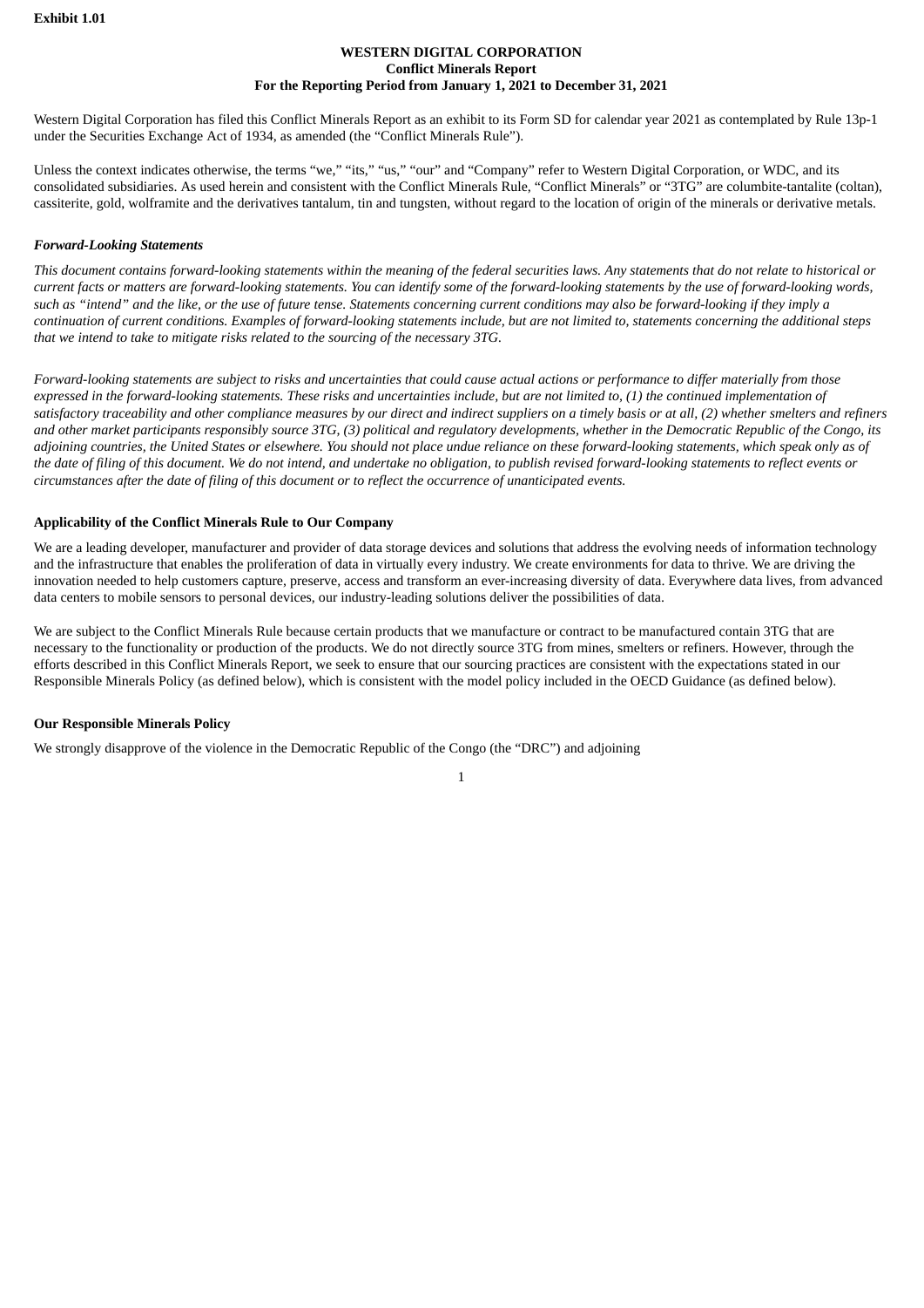**Exhibit 1.01**

**WESTERN DIGITAL CORPORATION**
**Conflict Minerals Report**
**For the Reporting Period from January 1, 2021 to December 31, 2021**

Western Digital Corporation has filed this Conflict Minerals Report as an exhibit to its Form SD for calendar year 2021 as contemplated by Rule 13p-1 under the Securities Exchange Act of 1934, as amended (the "Conflict Minerals Rule").

Unless the context indicates otherwise, the terms "we," "its," "us," "our" and "Company" refer to Western Digital Corporation, or WDC, and its consolidated subsidiaries. As used herein and consistent with the Conflict Minerals Rule, "Conflict Minerals" or "3TG" are columbite-tantalite (coltan), cassiterite, gold, wolframite and the derivatives tantalum, tin and tungsten, without regard to the location of origin of the minerals or derivative metals.

***Forward-Looking Statements***

*This document contains forward-looking statements within the meaning of the federal securities laws. Any statements that do not relate to historical or current facts or matters are forward-looking statements. You can identify some of the forward-looking statements by the use of forward-looking words, such as "intend" and the like, or the use of future tense. Statements concerning current conditions may also be forward-looking if they imply a continuation of current conditions. Examples of forward-looking statements include, but are not limited to, statements concerning the additional steps that we intend to take to mitigate risks related to the sourcing of the necessary 3TG.*

*Forward-looking statements are subject to risks and uncertainties that could cause actual actions or performance to differ materially from those expressed in the forward-looking statements. These risks and uncertainties include, but are not limited to, (1) the continued implementation of satisfactory traceability and other compliance measures by our direct and indirect suppliers on a timely basis or at all, (2) whether smelters and refiners and other market participants responsibly source 3TG, (3) political and regulatory developments, whether in the Democratic Republic of the Congo, its adjoining countries, the United States or elsewhere. You should not place undue reliance on these forward-looking statements, which speak only as of the date of filing of this document. We do not intend, and undertake no obligation, to publish revised forward-looking statements to reflect events or circumstances after the date of filing of this document or to reflect the occurrence of unanticipated events.*

**Applicability of the Conflict Minerals Rule to Our Company**

We are a leading developer, manufacturer and provider of data storage devices and solutions that address the evolving needs of information technology and the infrastructure that enables the proliferation of data in virtually every industry. We create environments for data to thrive. We are driving the innovation needed to help customers capture, preserve, access and transform an ever-increasing diversity of data. Everywhere data lives, from advanced data centers to mobile sensors to personal devices, our industry-leading solutions deliver the possibilities of data.

We are subject to the Conflict Minerals Rule because certain products that we manufacture or contract to be manufactured contain 3TG that are necessary to the functionality or production of the products. We do not directly source 3TG from mines, smelters or refiners. However, through the efforts described in this Conflict Minerals Report, we seek to ensure that our sourcing practices are consistent with the expectations stated in our Responsible Minerals Policy (as defined below), which is consistent with the model policy included in the OECD Guidance (as defined below).

**Our Responsible Minerals Policy**

We strongly disapprove of the violence in the Democratic Republic of the Congo (the "DRC") and adjoining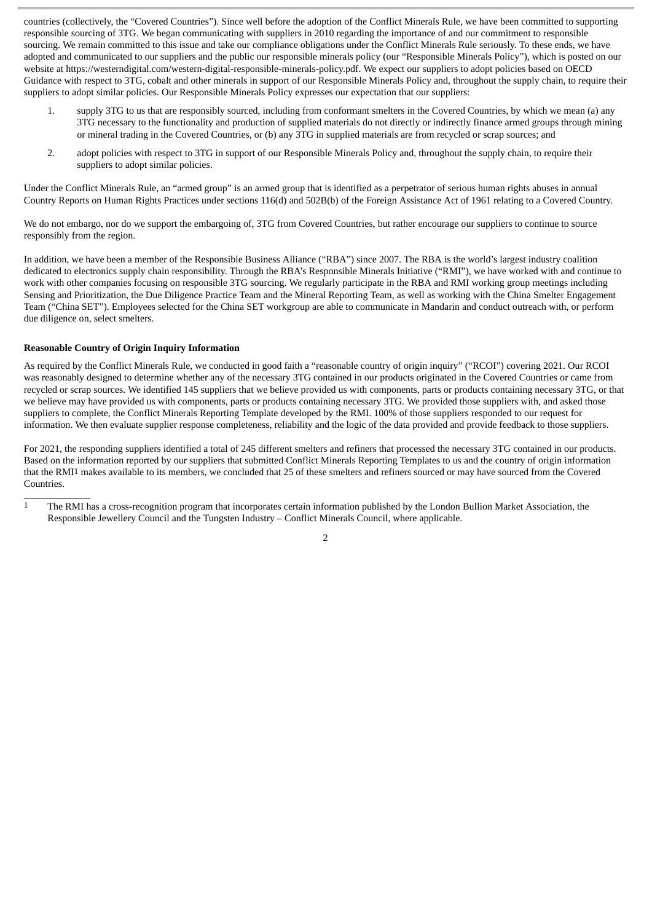countries (collectively, the "Covered Countries"). Since well before the adoption of the Conflict Minerals Rule, we have been committed to supporting responsible sourcing of 3TG. We began communicating with suppliers in 2010 regarding the importance of and our commitment to responsible sourcing. We remain committed to this issue and take our compliance obligations under the Conflict Minerals Rule seriously. To these ends, we have adopted and communicated to our suppliers and the public our responsible minerals policy (our "Responsible Minerals Policy"), which is posted on our website at https://westerndigital.com/western-digital-responsible-minerals-policy.pdf. We expect our suppliers to adopt policies based on OECD Guidance with respect to 3TG, cobalt and other minerals in support of our Responsible Minerals Policy and, throughout the supply chain, to require their suppliers to adopt similar policies. Our Responsible Minerals Policy expresses our expectation that our suppliers:

1. supply 3TG to us that are responsibly sourced, including from conformant smelters in the Covered Countries, by which we mean (a) any 3TG necessary to the functionality and production of supplied materials do not directly or indirectly finance armed groups through mining or mineral trading in the Covered Countries, or (b) any 3TG in supplied materials are from recycled or scrap sources; and
2. adopt policies with respect to 3TG in support of our Responsible Minerals Policy and, throughout the supply chain, to require their suppliers to adopt similar policies.

Under the Conflict Minerals Rule, an "armed group" is an armed group that is identified as a perpetrator of serious human rights abuses in annual Country Reports on Human Rights Practices under sections 116(d) and 502B(b) of the Foreign Assistance Act of 1961 relating to a Covered Country.

We do not embargo, nor do we support the embargoing of, 3TG from Covered Countries, but rather encourage our suppliers to continue to source responsibly from the region.

In addition, we have been a member of the Responsible Business Alliance ("RBA") since 2007. The RBA is the world's largest industry coalition dedicated to electronics supply chain responsibility. Through the RBA's Responsible Minerals Initiative ("RMI"), we have worked with and continue to work with other companies focusing on responsible 3TG sourcing. We regularly participate in the RBA and RMI working group meetings including Sensing and Prioritization, the Due Diligence Practice Team and the Mineral Reporting Team, as well as working with the China Smelter Engagement Team ("China SET"). Employees selected for the China SET workgroup are able to communicate in Mandarin and conduct outreach with, or perform due diligence on, select smelters.

**Reasonable Country of Origin Inquiry Information**

As required by the Conflict Minerals Rule, we conducted in good faith a "reasonable country of origin inquiry" ("RCOI") covering 2021. Our RCOI was reasonably designed to determine whether any of the necessary 3TG contained in our products originated in the Covered Countries or came from recycled or scrap sources. We identified 145 suppliers that we believe provided us with components, parts or products containing necessary 3TG, or that we believe may have provided us with components, parts or products containing necessary 3TG. We provided those suppliers with, and asked those suppliers to complete, the Conflict Minerals Reporting Template developed by the RMI. 100% of those suppliers responded to our request for information. We then evaluate supplier response completeness, reliability and the logic of the data provided and provide feedback to those suppliers.

For 2021, the responding suppliers identified a total of 245 different smelters and refiners that processed the necessary 3TG contained in our products. Based on the information reported by our suppliers that submitted Conflict Minerals Reporting Templates to us and the country of origin information that the RMI[1] makes available to its members, we concluded that 25 of these smelters and refiners sourced or may have sourced from the Covered Countries.

[1] The RMI has a cross-recognition program that incorporates certain information published by the London Bullion Market Association, the Responsible Jewellery Council and the Tungsten Industry – Conflict Minerals Council, where applicable.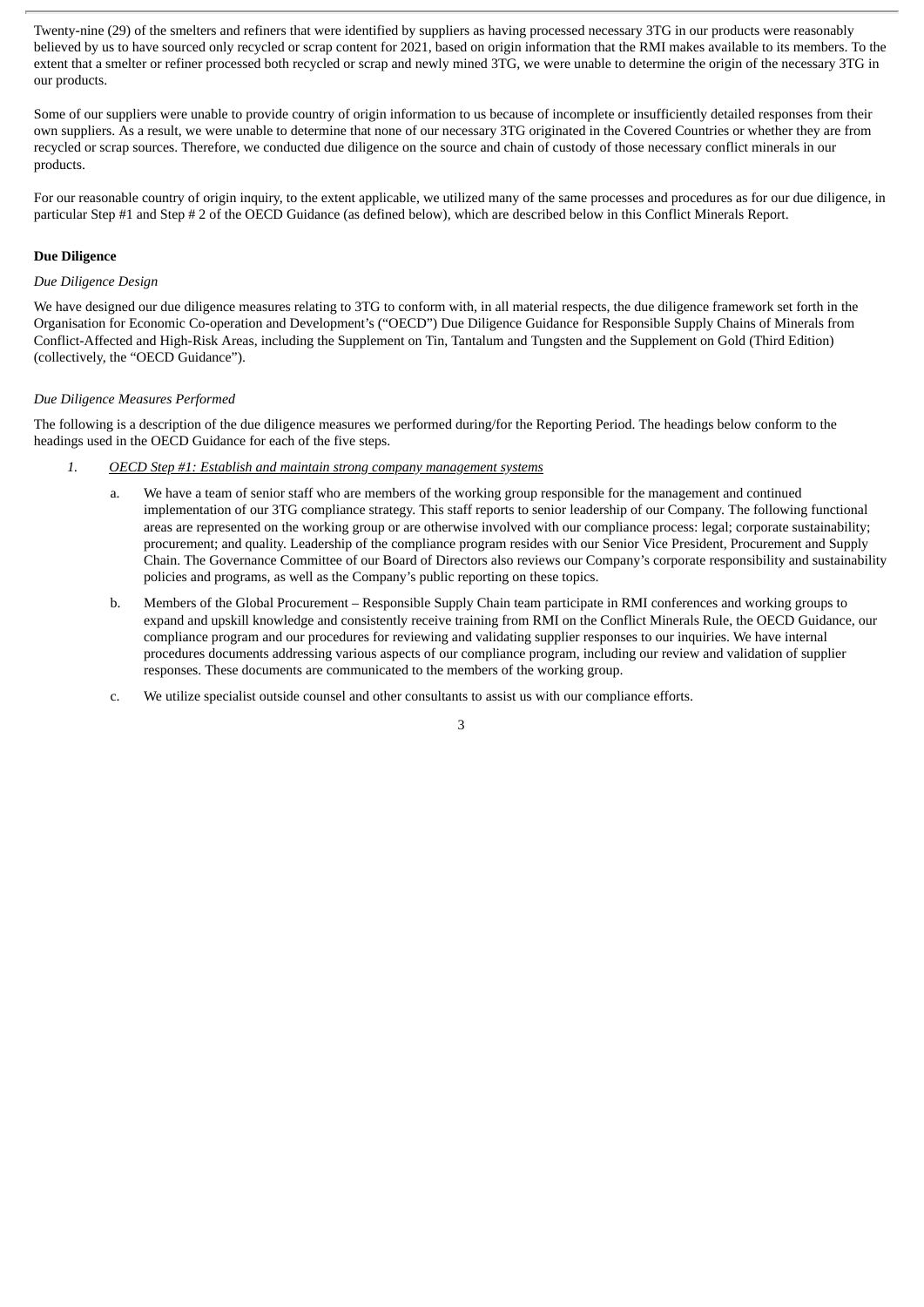Twenty-nine (29) of the smelters and refiners that were identified by suppliers as having processed necessary 3TG in our products were reasonably believed by us to have sourced only recycled or scrap content for 2021, based on origin information that the RMI makes available to its members. To the extent that a smelter or refiner processed both recycled or scrap and newly mined 3TG, we were unable to determine the origin of the necessary 3TG in our products.

Some of our suppliers were unable to provide country of origin information to us because of incomplete or insufficiently detailed responses from their own suppliers. As a result, we were unable to determine that none of our necessary 3TG originated in the Covered Countries or whether they are from recycled or scrap sources. Therefore, we conducted due diligence on the source and chain of custody of those necessary conflict minerals in our products.

For our reasonable country of origin inquiry, to the extent applicable, we utilized many of the same processes and procedures as for our due diligence, in particular Step #1 and Step # 2 of the OECD Guidance (as defined below), which are described below in this Conflict Minerals Report.

**Due Diligence**

*Due Diligence Design*

We have designed our due diligence measures relating to 3TG to conform with, in all material respects, the due diligence framework set forth in the Organisation for Economic Co-operation and Development's ("OECD") Due Diligence Guidance for Responsible Supply Chains of Minerals from Conflict-Affected and High-Risk Areas, including the Supplement on Tin, Tantalum and Tungsten and the Supplement on Gold (Third Edition) (collectively, the "OECD Guidance").

*Due Diligence Measures Performed*

The following is a description of the due diligence measures we performed during/for the Reporting Period. The headings below conform to the headings used in the OECD Guidance for each of the five steps.

1. *OECD Step #1: Establish and maintain strong company management systems*

   a. We have a team of senior staff who are members of the working group responsible for the management and continued implementation of our 3TG compliance strategy. This staff reports to senior leadership of our Company. The following functional areas are represented on the working group or are otherwise involved with our compliance process: legal; corporate sustainability; procurement; and quality. Leadership of the compliance program resides with our Senior Vice President, Procurement and Supply Chain. The Governance Committee of our Board of Directors also reviews our Company's corporate responsibility and sustainability policies and programs, as well as the Company's public reporting on these topics.

   b. Members of the Global Procurement – Responsible Supply Chain team participate in RMI conferences and working groups to expand and upskill knowledge and consistently receive training from RMI on the Conflict Minerals Rule, the OECD Guidance, our compliance program and our procedures for reviewing and validating supplier responses to our inquiries. We have internal procedures documents addressing various aspects of our compliance program, including our review and validation of supplier responses. These documents are communicated to the members of the working group.

   c. We utilize specialist outside counsel and other consultants to assist us with our compliance efforts.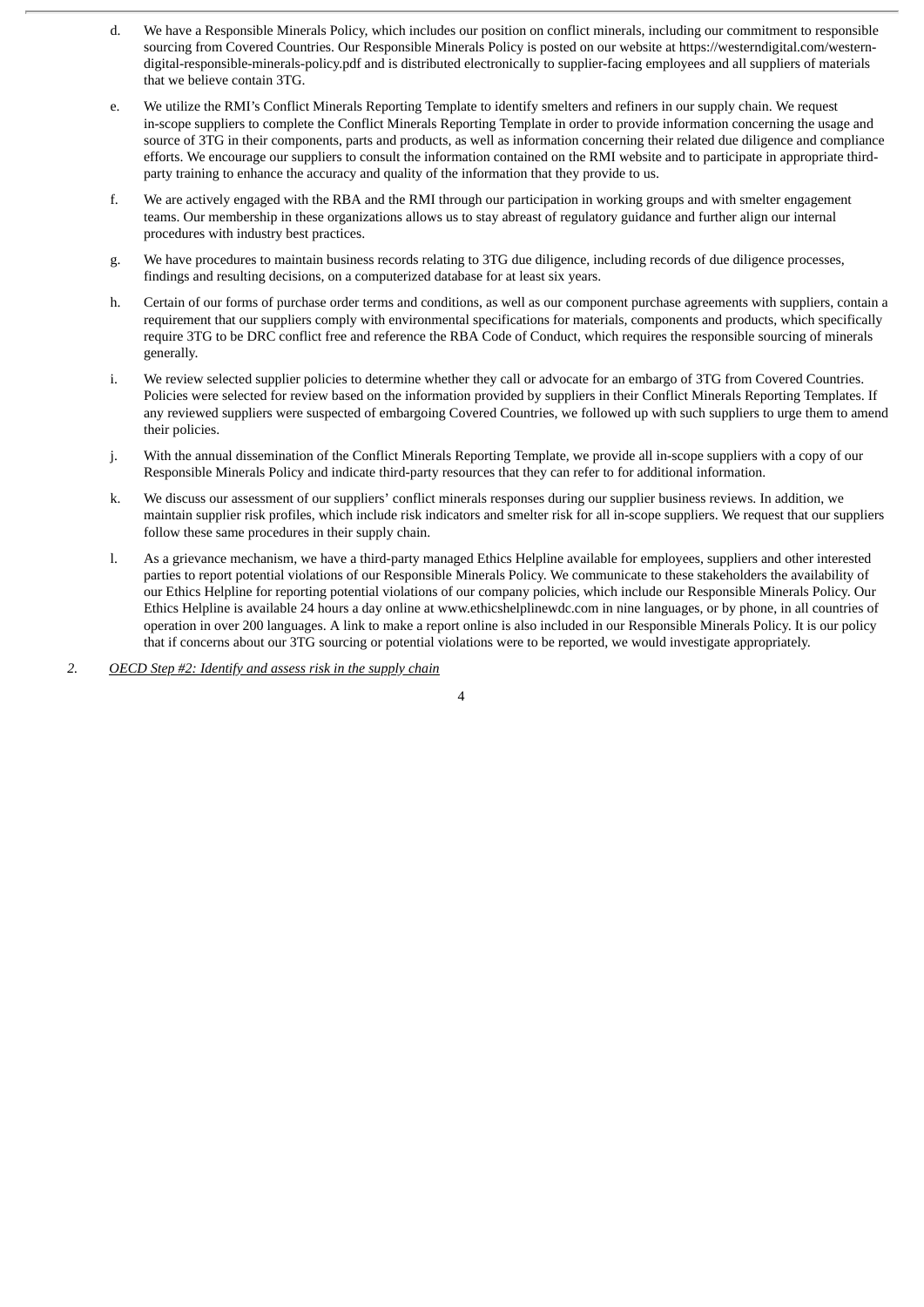d. We have a Responsible Minerals Policy, which includes our position on conflict minerals, including our commitment to responsible sourcing from Covered Countries. Our Responsible Minerals Policy is posted on our website at https://westerndigital.com/western-digital-responsible-minerals-policy.pdf and is distributed electronically to supplier-facing employees and all suppliers of materials that we believe contain 3TG.

e. We utilize the RMI's Conflict Minerals Reporting Template to identify smelters and refiners in our supply chain. We request in-scope suppliers to complete the Conflict Minerals Reporting Template in order to provide information concerning the usage and source of 3TG in their components, parts and products, as well as information concerning their related due diligence and compliance efforts. We encourage our suppliers to consult the information contained on the RMI website and to participate in appropriate third-party training to enhance the accuracy and quality of the information that they provide to us.

f. We are actively engaged with the RBA and the RMI through our participation in working groups and with smelter engagement teams. Our membership in these organizations allows us to stay abreast of regulatory guidance and further align our internal procedures with industry best practices.

g. We have procedures to maintain business records relating to 3TG due diligence, including records of due diligence processes, findings and resulting decisions, on a computerized database for at least six years.

h. Certain of our forms of purchase order terms and conditions, as well as our component purchase agreements with suppliers, contain a requirement that our suppliers comply with environmental specifications for materials, components and products, which specifically require 3TG to be DRC conflict free and reference the RBA Code of Conduct, which requires the responsible sourcing of minerals generally.

i. We review selected supplier policies to determine whether they call or advocate for an embargo of 3TG from Covered Countries. Policies were selected for review based on the information provided by suppliers in their Conflict Minerals Reporting Templates. If any reviewed suppliers were suspected of embargoing Covered Countries, we followed up with such suppliers to urge them to amend their policies.

j. With the annual dissemination of the Conflict Minerals Reporting Template, we provide all in-scope suppliers with a copy of our Responsible Minerals Policy and indicate third-party resources that they can refer to for additional information.

k. We discuss our assessment of our suppliers' conflict minerals responses during our supplier business reviews. In addition, we maintain supplier risk profiles, which include risk indicators and smelter risk for all in-scope suppliers. We request that our suppliers follow these same procedures in their supply chain.

l. As a grievance mechanism, we have a third-party managed Ethics Helpline available for employees, suppliers and other interested parties to report potential violations of our Responsible Minerals Policy. We communicate to these stakeholders the availability of our Ethics Helpline for reporting potential violations of our company policies, which include our Responsible Minerals Policy. Our Ethics Helpline is available 24 hours a day online at www.ethicshelplinewdc.com in nine languages, or by phone, in all countries of operation in over 200 languages. A link to make a report online is also included in our Responsible Minerals Policy. It is our policy that if concerns about our 3TG sourcing or potential violations were to be reported, we would investigate appropriately.

2. *OECD Step #2: Identify and assess risk in the supply chain*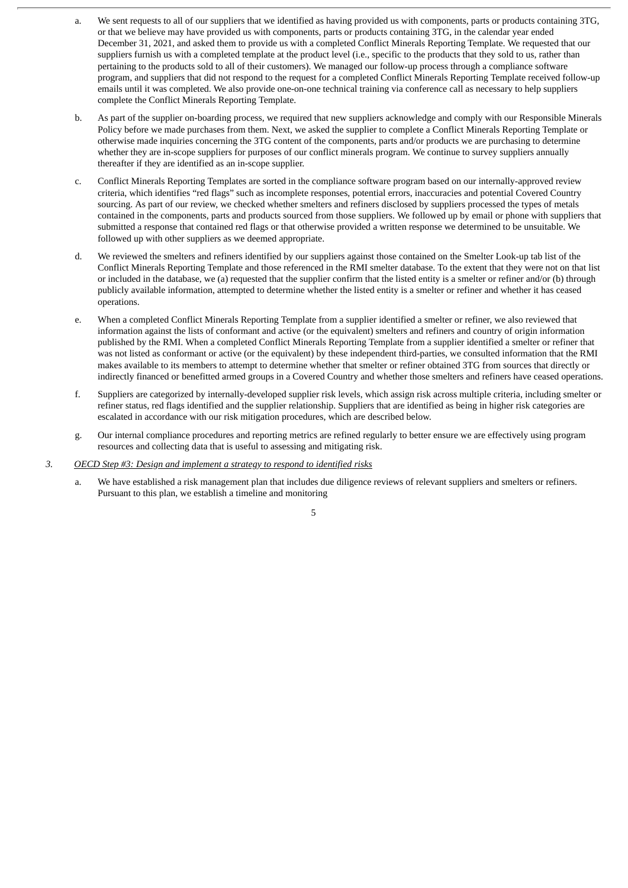a. We sent requests to all of our suppliers that we identified as having provided us with components, parts or products containing 3TG, or that we believe may have provided us with components, parts or products containing 3TG, in the calendar year ended December 31, 2021, and asked them to provide us with a completed Conflict Minerals Reporting Template. We requested that our suppliers furnish us with a completed template at the product level (i.e., specific to the products that they sold to us, rather than pertaining to the products sold to all of their customers). We managed our follow-up process through a compliance software program, and suppliers that did not respond to the request for a completed Conflict Minerals Reporting Template received follow-up emails until it was completed. We also provide one-on-one technical training via conference call as necessary to help suppliers complete the Conflict Minerals Reporting Template.

b. As part of the supplier on-boarding process, we required that new suppliers acknowledge and comply with our Responsible Minerals Policy before we made purchases from them. Next, we asked the supplier to complete a Conflict Minerals Reporting Template or otherwise made inquiries concerning the 3TG content of the components, parts and/or products we are purchasing to determine whether they are in-scope suppliers for purposes of our conflict minerals program. We continue to survey suppliers annually thereafter if they are identified as an in-scope supplier.

c. Conflict Minerals Reporting Templates are sorted in the compliance software program based on our internally-approved review criteria, which identifies "red flags" such as incomplete responses, potential errors, inaccuracies and potential Covered Country sourcing. As part of our review, we checked whether smelters and refiners disclosed by suppliers processed the types of metals contained in the components, parts and products sourced from those suppliers. We followed up by email or phone with suppliers that submitted a response that contained red flags or that otherwise provided a written response we determined to be unsuitable. We followed up with other suppliers as we deemed appropriate.

d. We reviewed the smelters and refiners identified by our suppliers against those contained on the Smelter Look-up tab list of the Conflict Minerals Reporting Template and those referenced in the RMI smelter database. To the extent that they were not on that list or included in the database, we (a) requested that the supplier confirm that the listed entity is a smelter or refiner and/or (b) through publicly available information, attempted to determine whether the listed entity is a smelter or refiner and whether it has ceased operations.

e. When a completed Conflict Minerals Reporting Template from a supplier identified a smelter or refiner, we also reviewed that information against the lists of conformant and active (or the equivalent) smelters and refiners and country of origin information published by the RMI. When a completed Conflict Minerals Reporting Template from a supplier identified a smelter or refiner that was not listed as conformant or active (or the equivalent) by these independent third-parties, we consulted information that the RMI makes available to its members to attempt to determine whether that smelter or refiner obtained 3TG from sources that directly or indirectly financed or benefitted armed groups in a Covered Country and whether those smelters and refiners have ceased operations.

f. Suppliers are categorized by internally-developed supplier risk levels, which assign risk across multiple criteria, including smelter or refiner status, red flags identified and the supplier relationship. Suppliers that are identified as being in higher risk categories are escalated in accordance with our risk mitigation procedures, which are described below.

g. Our internal compliance procedures and reporting metrics are refined regularly to better ensure we are effectively using program resources and collecting data that is useful to assessing and mitigating risk.

3. *OECD Step #3: Design and implement a strategy to respond to identified risks*

a. We have established a risk management plan that includes due diligence reviews of relevant suppliers and smelters or refiners. Pursuant to this plan, we establish a timeline and monitoring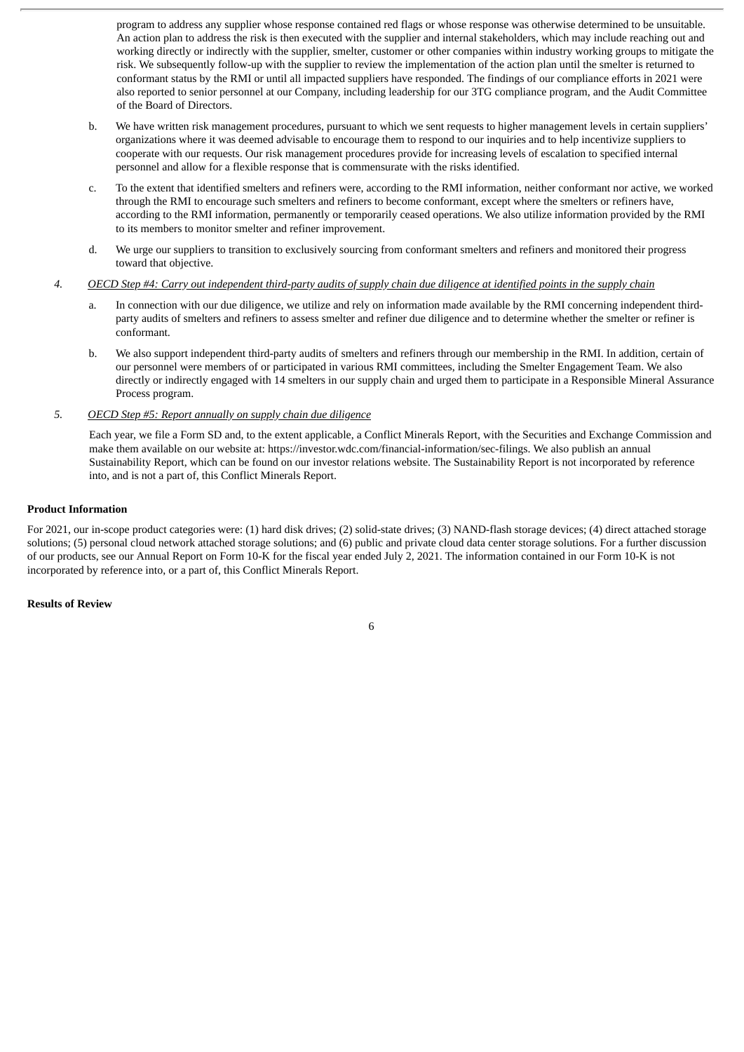program to address any supplier whose response contained red flags or whose response was otherwise determined to be unsuitable. An action plan to address the risk is then executed with the supplier and internal stakeholders, which may include reaching out and working directly or indirectly with the supplier, smelter, customer or other companies within industry working groups to mitigate the risk. We subsequently follow-up with the supplier to review the implementation of the action plan until the smelter is returned to conformant status by the RMI or until all impacted suppliers have responded. The findings of our compliance efforts in 2021 were also reported to senior personnel at our Company, including leadership for our 3TG compliance program, and the Audit Committee of the Board of Directors.

b. We have written risk management procedures, pursuant to which we sent requests to higher management levels in certain suppliers' organizations where it was deemed advisable to encourage them to respond to our inquiries and to help incentivize suppliers to cooperate with our requests. Our risk management procedures provide for increasing levels of escalation to specified internal personnel and allow for a flexible response that is commensurate with the risks identified.

c. To the extent that identified smelters and refiners were, according to the RMI information, neither conformant nor active, we worked through the RMI to encourage such smelters and refiners to become conformant, except where the smelters or refiners have, according to the RMI information, permanently or temporarily ceased operations. We also utilize information provided by the RMI to its members to monitor smelter and refiner improvement.

d. We urge our suppliers to transition to exclusively sourcing from conformant smelters and refiners and monitored their progress toward that objective.

4. *OECD Step #4: Carry out independent third-party audits of supply chain due diligence at identified points in the supply chain*

a. In connection with our due diligence, we utilize and rely on information made available by the RMI concerning independent third-party audits of smelters and refiners to assess smelter and refiner due diligence and to determine whether the smelter or refiner is conformant.

b. We also support independent third-party audits of smelters and refiners through our membership in the RMI. In addition, certain of our personnel were members of or participated in various RMI committees, including the Smelter Engagement Team. We also directly or indirectly engaged with 14 smelters in our supply chain and urged them to participate in a Responsible Mineral Assurance Process program.

5. *OECD Step #5: Report annually on supply chain due diligence*

Each year, we file a Form SD and, to the extent applicable, a Conflict Minerals Report, with the Securities and Exchange Commission and make them available on our website at: https://investor.wdc.com/financial-information/sec-filings. We also publish an annual Sustainability Report, which can be found on our investor relations website. The Sustainability Report is not incorporated by reference into, and is not a part of, this Conflict Minerals Report.

**Product Information**

For 2021, our in-scope product categories were: (1) hard disk drives; (2) solid-state drives; (3) NAND-flash storage devices; (4) direct attached storage solutions; (5) personal cloud network attached storage solutions; and (6) public and private cloud data center storage solutions. For a further discussion of our products, see our Annual Report on Form 10-K for the fiscal year ended July 2, 2021. The information contained in our Form 10-K is not incorporated by reference into, or a part of, this Conflict Minerals Report.

**Results of Review**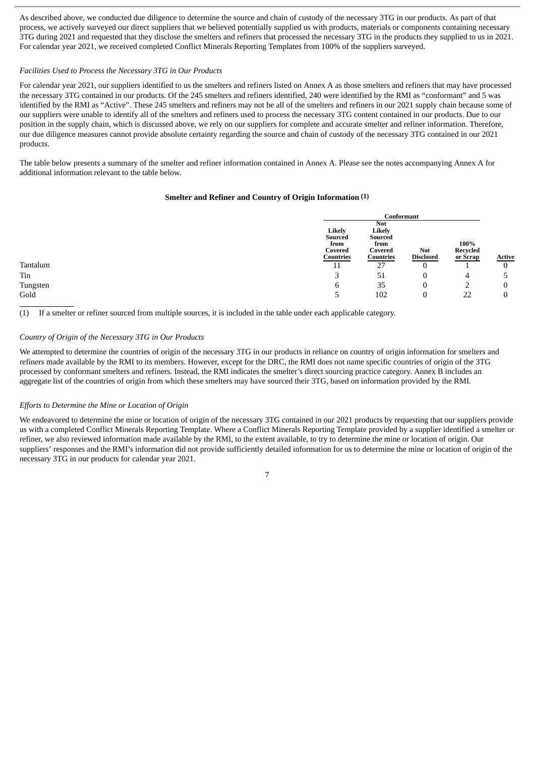As described above, we conducted due diligence to determine the source and chain of custody of the necessary 3TG in our products. As part of that process, we actively surveyed our direct suppliers that we believed potentially supplied us with products, materials or components containing necessary 3TG during 2021 and requested that they disclose the smelters and refiners that processed the necessary 3TG in the products they supplied to us in 2021. For calendar year 2021, we received completed Conflict Minerals Reporting Templates from 100% of the suppliers surveyed.

*Facilities Used to Process the Necessary 3TG in Our Products*

For calendar year 2021, our suppliers identified to us the smelters and refiners listed on Annex A as those smelters and refiners that may have processed the necessary 3TG contained in our products. Of the 245 smelters and refiners identified, 240 were identified by the RMI as "conformant" and 5 was identified by the RMI as "Active". These 245 smelters and refiners may not be all of the smelters and refiners in our 2021 supply chain because some of our suppliers were unable to identify all of the smelters and refiners used to process the necessary 3TG content contained in our products. Due to our position in the supply chain, which is discussed above, we rely on our suppliers for complete and accurate smelter and refiner information. Therefore, our due diligence measures cannot provide absolute certainty regarding the source and chain of custody of the necessary 3TG contained in our 2021 products.

The table below presents a summary of the smelter and refiner information contained in Annex A. Please see the notes accompanying Annex A for additional information relevant to the table below.

**Smelter and Refiner and Country of Origin Information (1)**

| | Conformant | | | | |
|---|---|---|---|---|---|
| | Likely Sourced from Covered Countries | Not Likely Sourced from Covered Countries | Not Disclosed | 100% Recycled or Scrap | Active |
| Tantalum | 11 | 27 | 0 | 1 | 0 |
| Tin | 3 | 51 | 0 | 4 | 5 |
| Tungsten | 6 | 35 | 0 | 2 | 0 |
| Gold | 5 | 102 | 0 | 22 | 0 |

(1) If a smelter or refiner sourced from multiple sources, it is included in the table under each applicable category.

*Country of Origin of the Necessary 3TG in Our Products*

We attempted to determine the countries of origin of the necessary 3TG in our products in reliance on country of origin information for smelters and refiners made available by the RMI to its members. However, except for the DRC, the RMI does not name specific countries of origin of the 3TG processed by conformant smelters and refiners. Instead, the RMI indicates the smelter's direct sourcing practice category. Annex B includes an aggregate list of the countries of origin from which these smelters may have sourced their 3TG, based on information provided by the RMI.

*Efforts to Determine the Mine or Location of Origin*

We endeavored to determine the mine or location of origin of the necessary 3TG contained in our 2021 products by requesting that our suppliers provide us with a completed Conflict Minerals Reporting Template. Where a Conflict Minerals Reporting Template provided by a supplier identified a smelter or refiner, we also reviewed information made available by the RMI, to the extent available, to try to determine the mine or location of origin. Our suppliers' responses and the RMI's information did not provide sufficiently detailed information for us to determine the mine or location of origin of the necessary 3TG in our products for calendar year 2021.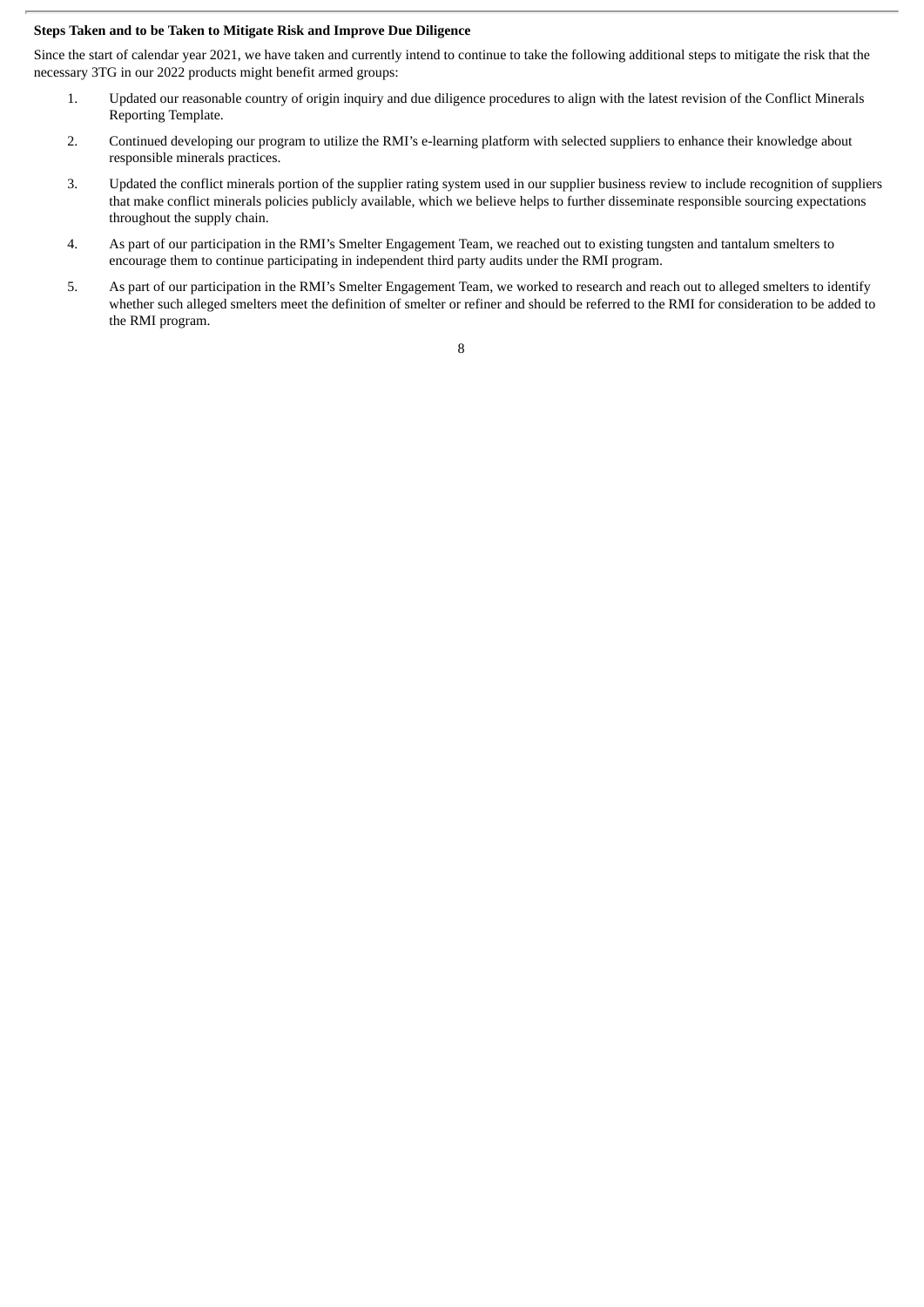**Steps Taken and to be Taken to Mitigate Risk and Improve Due Diligence**

Since the start of calendar year 2021, we have taken and currently intend to continue to take the following additional steps to mitigate the risk that the necessary 3TG in our 2022 products might benefit armed groups:

1. Updated our reasonable country of origin inquiry and due diligence procedures to align with the latest revision of the Conflict Minerals Reporting Template.
2. Continued developing our program to utilize the RMI's e-learning platform with selected suppliers to enhance their knowledge about responsible minerals practices.
3. Updated the conflict minerals portion of the supplier rating system used in our supplier business review to include recognition of suppliers that make conflict minerals policies publicly available, which we believe helps to further disseminate responsible sourcing expectations throughout the supply chain.
4. As part of our participation in the RMI's Smelter Engagement Team, we reached out to existing tungsten and tantalum smelters to encourage them to continue participating in independent third party audits under the RMI program.
5. As part of our participation in the RMI's Smelter Engagement Team, we worked to research and reach out to alleged smelters to identify whether such alleged smelters meet the definition of smelter or refiner and should be referred to the RMI for consideration to be added to the RMI program.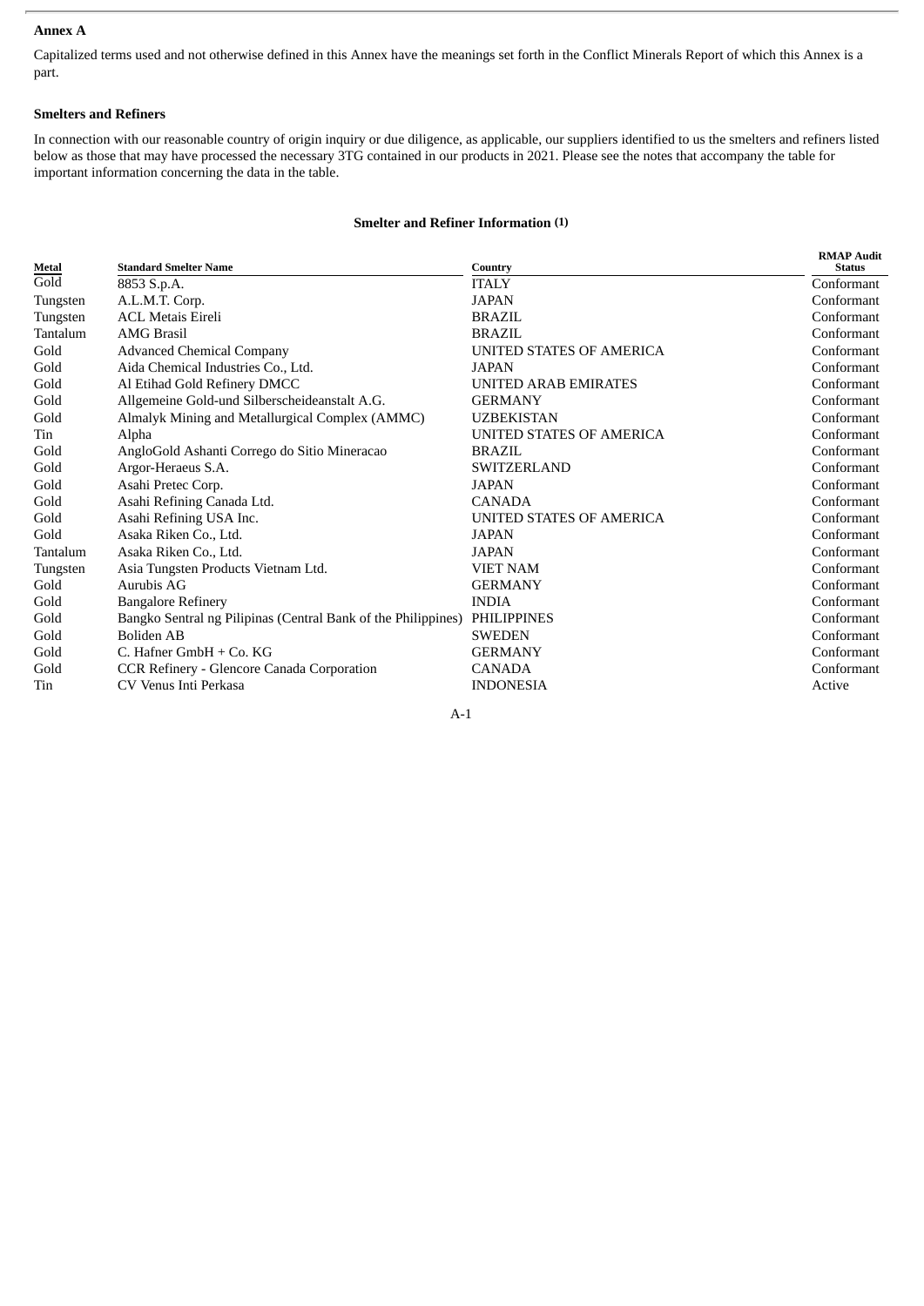**Annex A**

Capitalized terms used and not otherwise defined in this Annex have the meanings set forth in the Conflict Minerals Report of which this Annex is a part.

**Smelters and Refiners**

In connection with our reasonable country of origin inquiry or due diligence, as applicable, our suppliers identified to us the smelters and refiners listed below as those that may have processed the necessary 3TG contained in our products in 2021. Please see the notes that accompany the table for important information concerning the data in the table.

**Smelter and Refiner Information (1)**

| Metal | Standard Smelter Name | Country | RMAP Audit Status |
|---|---|---|---|
| Gold | 8853 S.p.A. | ITALY | Conformant |
| Tungsten | A.L.M.T. Corp. | JAPAN | Conformant |
| Tungsten | ACL Metais Eireli | BRAZIL | Conformant |
| Tantalum | AMG Brasil | BRAZIL | Conformant |
| Gold | Advanced Chemical Company | UNITED STATES OF AMERICA | Conformant |
| Gold | Aida Chemical Industries Co., Ltd. | JAPAN | Conformant |
| Gold | Al Etihad Gold Refinery DMCC | UNITED ARAB EMIRATES | Conformant |
| Gold | Allgemeine Gold-und Silberscheideanstalt A.G. | GERMANY | Conformant |
| Gold | Almalyk Mining and Metallurgical Complex (AMMC) | UZBEKISTAN | Conformant |
| Tin | Alpha | UNITED STATES OF AMERICA | Conformant |
| Gold | AngloGold Ashanti Corrego do Sitio Mineracao | BRAZIL | Conformant |
| Gold | Argor-Heraeus S.A. | SWITZERLAND | Conformant |
| Gold | Asahi Pretec Corp. | JAPAN | Conformant |
| Gold | Asahi Refining Canada Ltd. | CANADA | Conformant |
| Gold | Asahi Refining USA Inc. | UNITED STATES OF AMERICA | Conformant |
| Gold | Asaka Riken Co., Ltd. | JAPAN | Conformant |
| Tantalum | Asaka Riken Co., Ltd. | JAPAN | Conformant |
| Tungsten | Asia Tungsten Products Vietnam Ltd. | VIET NAM | Conformant |
| Gold | Aurubis AG | GERMANY | Conformant |
| Gold | Bangalore Refinery | INDIA | Conformant |
| Gold | Bangko Sentral ng Pilipinas (Central Bank of the Philippines) | PHILIPPINES | Conformant |
| Gold | Boliden AB | SWEDEN | Conformant |
| Gold | C. Hafner GmbH + Co. KG | GERMANY | Conformant |
| Gold | CCR Refinery - Glencore Canada Corporation | CANADA | Conformant |
| Tin | CV Venus Inti Perkasa | INDONESIA | Active |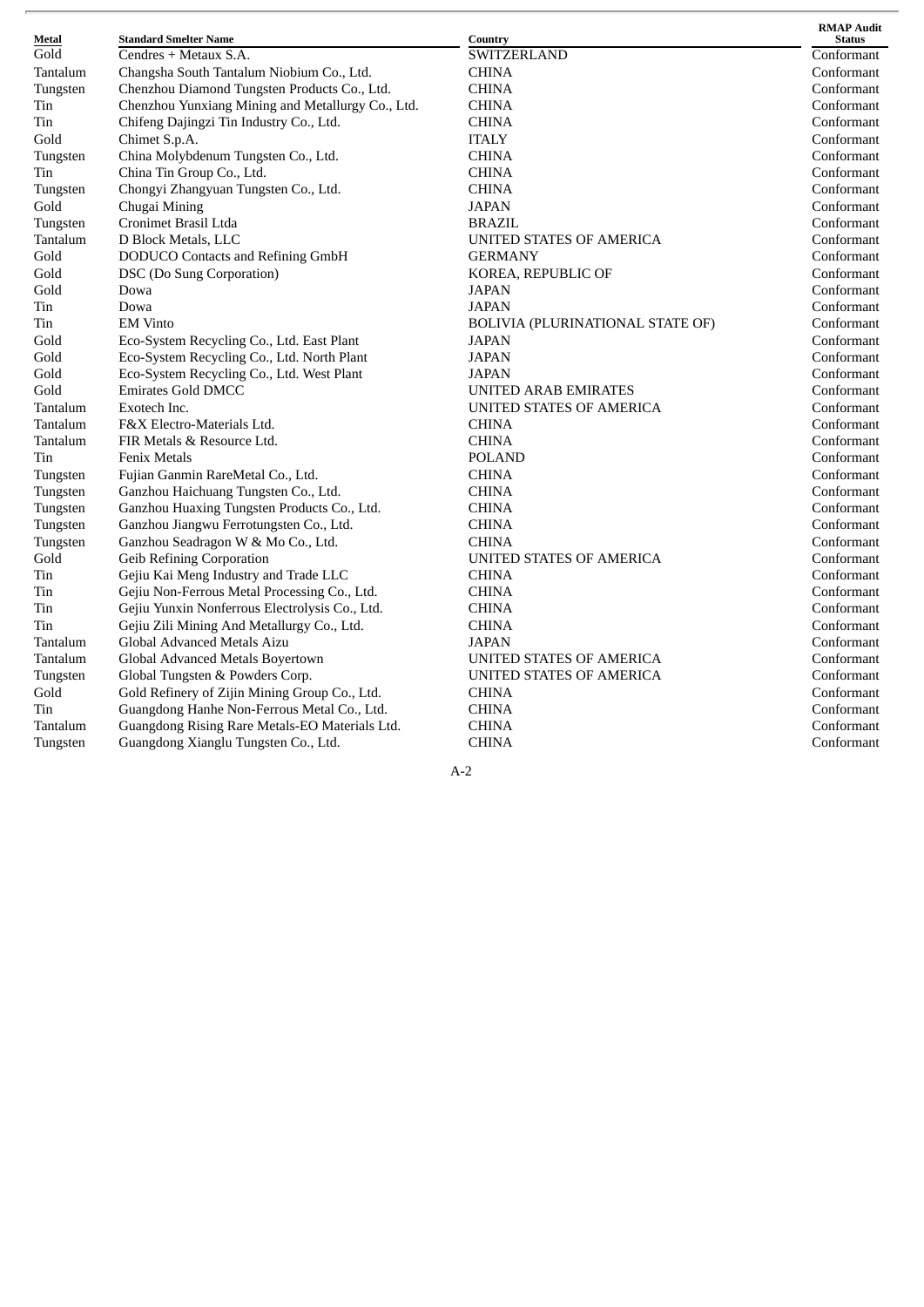| Metal | Standard Smelter Name | Country | RMAP Audit Status |
|---|---|---|---|
| Gold | Cendres + Metaux S.A. | SWITZERLAND | Conformant |
| Tantalum | Changsha South Tantalum Niobium Co., Ltd. | CHINA | Conformant |
| Tungsten | Chenzhou Diamond Tungsten Products Co., Ltd. | CHINA | Conformant |
| Tin | Chenzhou Yunxiang Mining and Metallurgy Co., Ltd. | CHINA | Conformant |
| Tin | Chifeng Dajingzi Tin Industry Co., Ltd. | CHINA | Conformant |
| Gold | Chimet S.p.A. | ITALY | Conformant |
| Tungsten | China Molybdenum Tungsten Co., Ltd. | CHINA | Conformant |
| Tin | China Tin Group Co., Ltd. | CHINA | Conformant |
| Tungsten | Chongyi Zhangyuan Tungsten Co., Ltd. | CHINA | Conformant |
| Gold | Chugai Mining | JAPAN | Conformant |
| Tungsten | Cronimet Brasil Ltda | BRAZIL | Conformant |
| Tantalum | D Block Metals, LLC | UNITED STATES OF AMERICA | Conformant |
| Gold | DODUCO Contacts and Refining GmbH | GERMANY | Conformant |
| Gold | DSC (Do Sung Corporation) | KOREA, REPUBLIC OF | Conformant |
| Gold | Dowa | JAPAN | Conformant |
| Tin | Dowa | JAPAN | Conformant |
| Tin | EM Vinto | BOLIVIA (PLURINATIONAL STATE OF) | Conformant |
| Gold | Eco-System Recycling Co., Ltd. East Plant | JAPAN | Conformant |
| Gold | Eco-System Recycling Co., Ltd. North Plant | JAPAN | Conformant |
| Gold | Eco-System Recycling Co., Ltd. West Plant | JAPAN | Conformant |
| Gold | Emirates Gold DMCC | UNITED ARAB EMIRATES | Conformant |
| Tantalum | Exotech Inc. | UNITED STATES OF AMERICA | Conformant |
| Tantalum | F&X Electro-Materials Ltd. | CHINA | Conformant |
| Tantalum | FIR Metals & Resource Ltd. | CHINA | Conformant |
| Tin | Fenix Metals | POLAND | Conformant |
| Tungsten | Fujian Ganmin RareMetal Co., Ltd. | CHINA | Conformant |
| Tungsten | Ganzhou Haichuang Tungsten Co., Ltd. | CHINA | Conformant |
| Tungsten | Ganzhou Huaxing Tungsten Products Co., Ltd. | CHINA | Conformant |
| Tungsten | Ganzhou Jiangwu Ferrotungsten Co., Ltd. | CHINA | Conformant |
| Tungsten | Ganzhou Seadragon W & Mo Co., Ltd. | CHINA | Conformant |
| Gold | Geib Refining Corporation | UNITED STATES OF AMERICA | Conformant |
| Tin | Gejiu Kai Meng Industry and Trade LLC | CHINA | Conformant |
| Tin | Gejiu Non-Ferrous Metal Processing Co., Ltd. | CHINA | Conformant |
| Tin | Gejiu Yunxin Nonferrous Electrolysis Co., Ltd. | CHINA | Conformant |
| Tin | Gejiu Zili Mining And Metallurgy Co., Ltd. | CHINA | Conformant |
| Tantalum | Global Advanced Metals Aizu | JAPAN | Conformant |
| Tantalum | Global Advanced Metals Boyertown | UNITED STATES OF AMERICA | Conformant |
| Tungsten | Global Tungsten & Powders Corp. | UNITED STATES OF AMERICA | Conformant |
| Gold | Gold Refinery of Zijin Mining Group Co., Ltd. | CHINA | Conformant |
| Tin | Guangdong Hanhe Non-Ferrous Metal Co., Ltd. | CHINA | Conformant |
| Tantalum | Guangdong Rising Rare Metals-EO Materials Ltd. | CHINA | Conformant |
| Tungsten | Guangdong Xianglu Tungsten Co., Ltd. | CHINA | Conformant |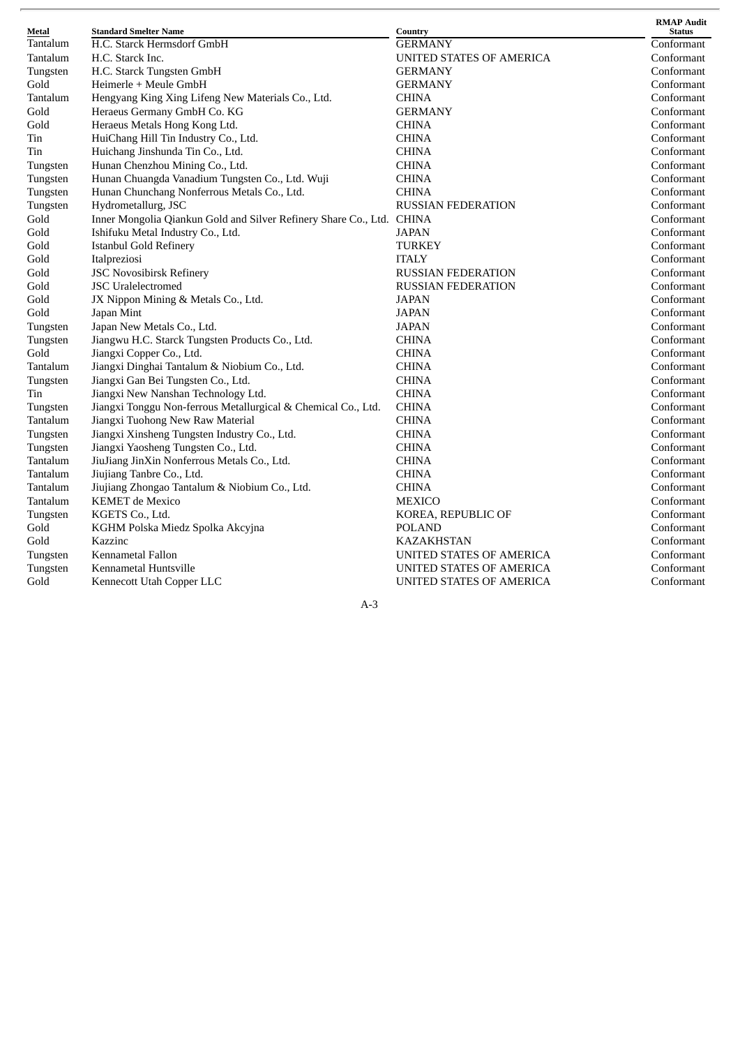| Metal | Standard Smelter Name | Country | RMAP Audit Status |
| --- | --- | --- | --- |
| Tantalum | H.C. Starck Hermsdorf GmbH | GERMANY | Conformant |
| Tantalum | H.C. Starck Inc. | UNITED STATES OF AMERICA | Conformant |
| Tungsten | H.C. Starck Tungsten GmbH | GERMANY | Conformant |
| Gold | Heimerle + Meule GmbH | GERMANY | Conformant |
| Tantalum | Hengyang King Xing Lifeng New Materials Co., Ltd. | CHINA | Conformant |
| Gold | Heraeus Germany GmbH Co. KG | GERMANY | Conformant |
| Gold | Heraeus Metals Hong Kong Ltd. | CHINA | Conformant |
| Tin | HuiChang Hill Tin Industry Co., Ltd. | CHINA | Conformant |
| Tin | Huichang Jinshunda Tin Co., Ltd. | CHINA | Conformant |
| Tungsten | Hunan Chenzhou Mining Co., Ltd. | CHINA | Conformant |
| Tungsten | Hunan Chuangda Vanadium Tungsten Co., Ltd. Wuji | CHINA | Conformant |
| Tungsten | Hunan Chunchang Nonferrous Metals Co., Ltd. | CHINA | Conformant |
| Tungsten | Hydrometallurg, JSC | RUSSIAN FEDERATION | Conformant |
| Gold | Inner Mongolia Qiankun Gold and Silver Refinery Share Co., Ltd. | CHINA | Conformant |
| Gold | Ishifuku Metal Industry Co., Ltd. | JAPAN | Conformant |
| Gold | Istanbul Gold Refinery | TURKEY | Conformant |
| Gold | Italpreziosi | ITALY | Conformant |
| Gold | JSC Novosibirsk Refinery | RUSSIAN FEDERATION | Conformant |
| Gold | JSC Uralelectromed | RUSSIAN FEDERATION | Conformant |
| Gold | JX Nippon Mining & Metals Co., Ltd. | JAPAN | Conformant |
| Gold | Japan Mint | JAPAN | Conformant |
| Tungsten | Japan New Metals Co., Ltd. | JAPAN | Conformant |
| Tungsten | Jiangwu H.C. Starck Tungsten Products Co., Ltd. | CHINA | Conformant |
| Gold | Jiangxi Copper Co., Ltd. | CHINA | Conformant |
| Tantalum | Jiangxi Dinghai Tantalum & Niobium Co., Ltd. | CHINA | Conformant |
| Tungsten | Jiangxi Gan Bei Tungsten Co., Ltd. | CHINA | Conformant |
| Tin | Jiangxi New Nanshan Technology Ltd. | CHINA | Conformant |
| Tungsten | Jiangxi Tonggu Non-ferrous Metallurgical & Chemical Co., Ltd. | CHINA | Conformant |
| Tantalum | Jiangxi Tuohong New Raw Material | CHINA | Conformant |
| Tungsten | Jiangxi Xinsheng Tungsten Industry Co., Ltd. | CHINA | Conformant |
| Tungsten | Jiangxi Yaosheng Tungsten Co., Ltd. | CHINA | Conformant |
| Tantalum | JiuJiang JinXin Nonferrous Metals Co., Ltd. | CHINA | Conformant |
| Tantalum | Jiujiang Tanbre Co., Ltd. | CHINA | Conformant |
| Tantalum | Jiujiang Zhongao Tantalum & Niobium Co., Ltd. | CHINA | Conformant |
| Tantalum | KEMET de Mexico | MEXICO | Conformant |
| Tungsten | KGETS Co., Ltd. | KOREA, REPUBLIC OF | Conformant |
| Gold | KGHM Polska Miedz Spolka Akcyjna | POLAND | Conformant |
| Gold | Kazzinc | KAZAKHSTAN | Conformant |
| Tungsten | Kennametal Fallon | UNITED STATES OF AMERICA | Conformant |
| Tungsten | Kennametal Huntsville | UNITED STATES OF AMERICA | Conformant |
| Gold | Kennecott Utah Copper LLC | UNITED STATES OF AMERICA | Conformant |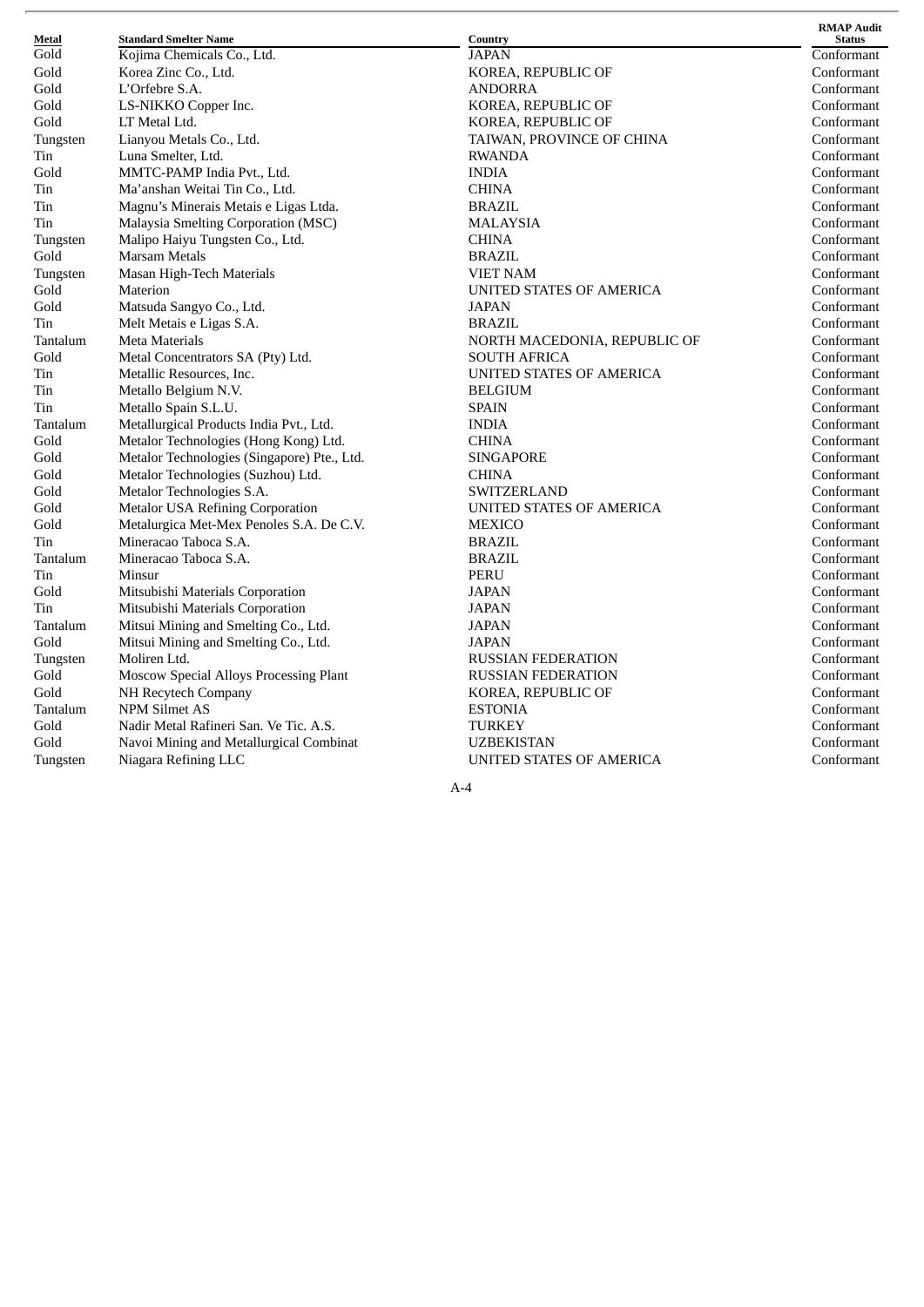| Metal | Standard Smelter Name | Country | RMAP Audit Status |
|---|---|---|---|
| Gold | Kojima Chemicals Co., Ltd. | JAPAN | Conformant |
| Gold | Korea Zinc Co., Ltd. | KOREA, REPUBLIC OF | Conformant |
| Gold | L’Orfebre S.A. | ANDORRA | Conformant |
| Gold | LS-NIKKO Copper Inc. | KOREA, REPUBLIC OF | Conformant |
| Gold | LT Metal Ltd. | KOREA, REPUBLIC OF | Conformant |
| Tungsten | Lianyou Metals Co., Ltd. | TAIWAN, PROVINCE OF CHINA | Conformant |
| Tin | Luna Smelter, Ltd. | RWANDA | Conformant |
| Gold | MMTC-PAMP India Pvt., Ltd. | INDIA | Conformant |
| Tin | Ma’anshan Weitai Tin Co., Ltd. | CHINA | Conformant |
| Tin | Magnu’s Minerais Metais e Ligas Ltda. | BRAZIL | Conformant |
| Tin | Malaysia Smelting Corporation (MSC) | MALAYSIA | Conformant |
| Tungsten | Malipo Haiyu Tungsten Co., Ltd. | CHINA | Conformant |
| Gold | Marsam Metals | BRAZIL | Conformant |
| Tungsten | Masan High-Tech Materials | VIET NAM | Conformant |
| Gold | Materion | UNITED STATES OF AMERICA | Conformant |
| Gold | Matsuda Sangyo Co., Ltd. | JAPAN | Conformant |
| Tin | Melt Metais e Ligas S.A. | BRAZIL | Conformant |
| Tantalum | Meta Materials | NORTH MACEDONIA, REPUBLIC OF | Conformant |
| Gold | Metal Concentrators SA (Pty) Ltd. | SOUTH AFRICA | Conformant |
| Tin | Metallic Resources, Inc. | UNITED STATES OF AMERICA | Conformant |
| Tin | Metallo Belgium N.V. | BELGIUM | Conformant |
| Tin | Metallo Spain S.L.U. | SPAIN | Conformant |
| Tantalum | Metallurgical Products India Pvt., Ltd. | INDIA | Conformant |
| Gold | Metalor Technologies (Hong Kong) Ltd. | CHINA | Conformant |
| Gold | Metalor Technologies (Singapore) Pte., Ltd. | SINGAPORE | Conformant |
| Gold | Metalor Technologies (Suzhou) Ltd. | CHINA | Conformant |
| Gold | Metalor Technologies S.A. | SWITZERLAND | Conformant |
| Gold | Metalor USA Refining Corporation | UNITED STATES OF AMERICA | Conformant |
| Gold | Metalurgica Met-Mex Penoles S.A. De C.V. | MEXICO | Conformant |
| Tin | Mineracao Taboca S.A. | BRAZIL | Conformant |
| Tantalum | Mineracao Taboca S.A. | BRAZIL | Conformant |
| Tin | Minsur | PERU | Conformant |
| Gold | Mitsubishi Materials Corporation | JAPAN | Conformant |
| Tin | Mitsubishi Materials Corporation | JAPAN | Conformant |
| Tantalum | Mitsui Mining and Smelting Co., Ltd. | JAPAN | Conformant |
| Gold | Mitsui Mining and Smelting Co., Ltd. | JAPAN | Conformant |
| Tungsten | Moliren Ltd. | RUSSIAN FEDERATION | Conformant |
| Gold | Moscow Special Alloys Processing Plant | RUSSIAN FEDERATION | Conformant |
| Gold | NH Recytech Company | KOREA, REPUBLIC OF | Conformant |
| Tantalum | NPM Silmet AS | ESTONIA | Conformant |
| Gold | Nadir Metal Rafineri San. Ve Tic. A.S. | TURKEY | Conformant |
| Gold | Navoi Mining and Metallurgical Combinat | UZBEKISTAN | Conformant |
| Tungsten | Niagara Refining LLC | UNITED STATES OF AMERICA | Conformant |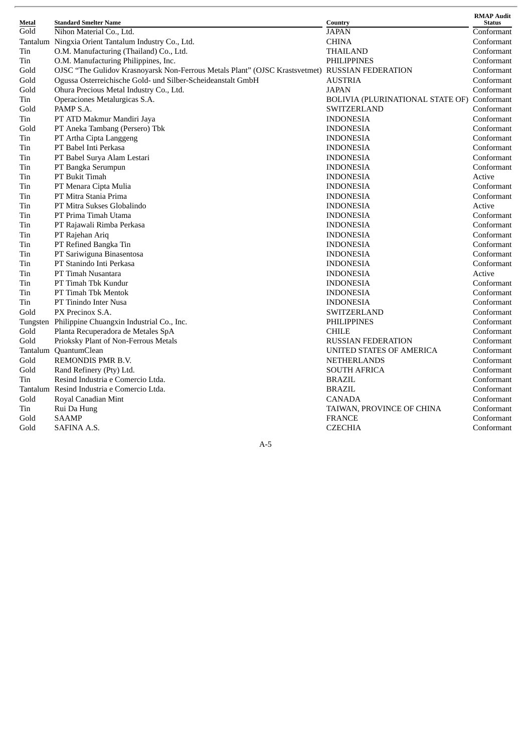| Metal | Standard Smelter Name | Country | RMAP Audit Status |
|---|---|---|---|
| Gold | Nihon Material Co., Ltd. | JAPAN | Conformant |
| Tantalum | Ningxia Orient Tantalum Industry Co., Ltd. | CHINA | Conformant |
| Tin | O.M. Manufacturing (Thailand) Co., Ltd. | THAILAND | Conformant |
| Tin | O.M. Manufacturing Philippines, Inc. | PHILIPPINES | Conformant |
| Gold | OJSC "The Gulidov Krasnoyarsk Non-Ferrous Metals Plant" (OJSC Krastsvetmet) | RUSSIAN FEDERATION | Conformant |
| Gold | Ogussa Osterreichische Gold- und Silber-Scheideanstalt GmbH | AUSTRIA | Conformant |
| Gold | Ohura Precious Metal Industry Co., Ltd. | JAPAN | Conformant |
| Tin | Operaciones Metalurgicas S.A. | BOLIVIA (PLURINATIONAL STATE OF) | Conformant |
| Gold | PAMP S.A. | SWITZERLAND | Conformant |
| Tin | PT ATD Makmur Mandiri Jaya | INDONESIA | Conformant |
| Gold | PT Aneka Tambang (Persero) Tbk | INDONESIA | Conformant |
| Tin | PT Artha Cipta Langgeng | INDONESIA | Conformant |
| Tin | PT Babel Inti Perkasa | INDONESIA | Conformant |
| Tin | PT Babel Surya Alam Lestari | INDONESIA | Conformant |
| Tin | PT Bangka Serumpun | INDONESIA | Conformant |
| Tin | PT Bukit Timah | INDONESIA | Active |
| Tin | PT Menara Cipta Mulia | INDONESIA | Conformant |
| Tin | PT Mitra Stania Prima | INDONESIA | Conformant |
| Tin | PT Mitra Sukses Globalindo | INDONESIA | Active |
| Tin | PT Prima Timah Utama | INDONESIA | Conformant |
| Tin | PT Rajawali Rimba Perkasa | INDONESIA | Conformant |
| Tin | PT Rajehan Ariq | INDONESIA | Conformant |
| Tin | PT Refined Bangka Tin | INDONESIA | Conformant |
| Tin | PT Sariwiguna Binasentosa | INDONESIA | Conformant |
| Tin | PT Stanindo Inti Perkasa | INDONESIA | Conformant |
| Tin | PT Timah Nusantara | INDONESIA | Active |
| Tin | PT Timah Tbk Kundur | INDONESIA | Conformant |
| Tin | PT Timah Tbk Mentok | INDONESIA | Conformant |
| Tin | PT Tinindo Inter Nusa | INDONESIA | Conformant |
| Gold | PX Precinox S.A. | SWITZERLAND | Conformant |
| Tungsten | Philippine Chuangxin Industrial Co., Inc. | PHILIPPINES | Conformant |
| Gold | Planta Recuperadora de Metales SpA | CHILE | Conformant |
| Gold | Prioksky Plant of Non-Ferrous Metals | RUSSIAN FEDERATION | Conformant |
| Tantalum | QuantumClean | UNITED STATES OF AMERICA | Conformant |
| Gold | REMONDIS PMR B.V. | NETHERLANDS | Conformant |
| Gold | Rand Refinery (Pty) Ltd. | SOUTH AFRICA | Conformant |
| Tin | Resind Industria e Comercio Ltda. | BRAZIL | Conformant |
| Tantalum | Resind Industria e Comercio Ltda. | BRAZIL | Conformant |
| Gold | Royal Canadian Mint | CANADA | Conformant |
| Tin | Rui Da Hung | TAIWAN, PROVINCE OF CHINA | Conformant |
| Gold | SAAMP | FRANCE | Conformant |
| Gold | SAFINA A.S. | CZECHIA | Conformant |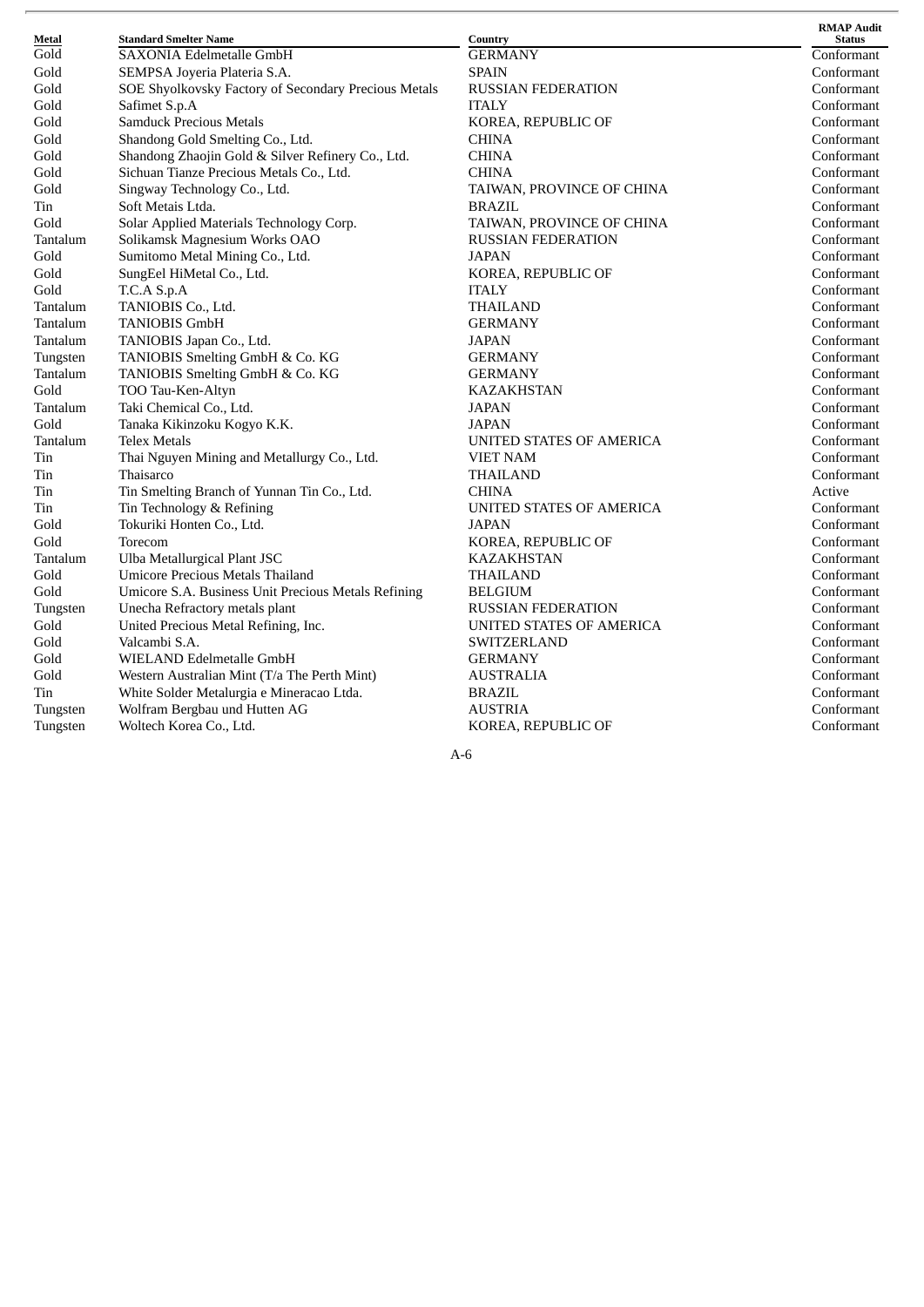| Metal | Standard Smelter Name | Country | RMAP Audit Status |
| --- | --- | --- | --- |
| Gold | SAXONIA Edelmetalle GmbH | GERMANY | Conformant |
| Gold | SEMPSA Joyeria Plateria S.A. | SPAIN | Conformant |
| Gold | SOE Shyolkovsky Factory of Secondary Precious Metals | RUSSIAN FEDERATION | Conformant |
| Gold | Safimet S.p.A | ITALY | Conformant |
| Gold | Samduck Precious Metals | KOREA, REPUBLIC OF | Conformant |
| Gold | Shandong Gold Smelting Co., Ltd. | CHINA | Conformant |
| Gold | Shandong Zhaojin Gold & Silver Refinery Co., Ltd. | CHINA | Conformant |
| Gold | Sichuan Tianze Precious Metals Co., Ltd. | CHINA | Conformant |
| Gold | Singway Technology Co., Ltd. | TAIWAN, PROVINCE OF CHINA | Conformant |
| Tin | Soft Metais Ltda. | BRAZIL | Conformant |
| Gold | Solar Applied Materials Technology Corp. | TAIWAN, PROVINCE OF CHINA | Conformant |
| Tantalum | Solikamsk Magnesium Works OAO | RUSSIAN FEDERATION | Conformant |
| Gold | Sumitomo Metal Mining Co., Ltd. | JAPAN | Conformant |
| Gold | SungEel HiMetal Co., Ltd. | KOREA, REPUBLIC OF | Conformant |
| Gold | T.C.A S.p.A | ITALY | Conformant |
| Tantalum | TANIOBIS Co., Ltd. | THAILAND | Conformant |
| Tantalum | TANIOBIS GmbH | GERMANY | Conformant |
| Tantalum | TANIOBIS Japan Co., Ltd. | JAPAN | Conformant |
| Tungsten | TANIOBIS Smelting GmbH & Co. KG | GERMANY | Conformant |
| Tantalum | TANIOBIS Smelting GmbH & Co. KG | GERMANY | Conformant |
| Gold | TOO Tau-Ken-Altyn | KAZAKHSTAN | Conformant |
| Tantalum | Taki Chemical Co., Ltd. | JAPAN | Conformant |
| Gold | Tanaka Kikinzoku Kogyo K.K. | JAPAN | Conformant |
| Tantalum | Telex Metals | UNITED STATES OF AMERICA | Conformant |
| Tin | Thai Nguyen Mining and Metallurgy Co., Ltd. | VIET NAM | Conformant |
| Tin | Thaisarco | THAILAND | Conformant |
| Tin | Tin Smelting Branch of Yunnan Tin Co., Ltd. | CHINA | Active |
| Tin | Tin Technology & Refining | UNITED STATES OF AMERICA | Conformant |
| Gold | Tokuriki Honten Co., Ltd. | JAPAN | Conformant |
| Gold | Torecom | KOREA, REPUBLIC OF | Conformant |
| Tantalum | Ulba Metallurgical Plant JSC | KAZAKHSTAN | Conformant |
| Gold | Umicore Precious Metals Thailand | THAILAND | Conformant |
| Gold | Umicore S.A. Business Unit Precious Metals Refining | BELGIUM | Conformant |
| Tungsten | Unecha Refractory metals plant | RUSSIAN FEDERATION | Conformant |
| Gold | United Precious Metal Refining, Inc. | UNITED STATES OF AMERICA | Conformant |
| Gold | Valcambi S.A. | SWITZERLAND | Conformant |
| Gold | WIELAND Edelmetalle GmbH | GERMANY | Conformant |
| Gold | Western Australian Mint (T/a The Perth Mint) | AUSTRALIA | Conformant |
| Tin | White Solder Metalurgia e Mineracao Ltda. | BRAZIL | Conformant |
| Tungsten | Wolfram Bergbau und Hutten AG | AUSTRIA | Conformant |
| Tungsten | Woltech Korea Co., Ltd. | KOREA, REPUBLIC OF | Conformant |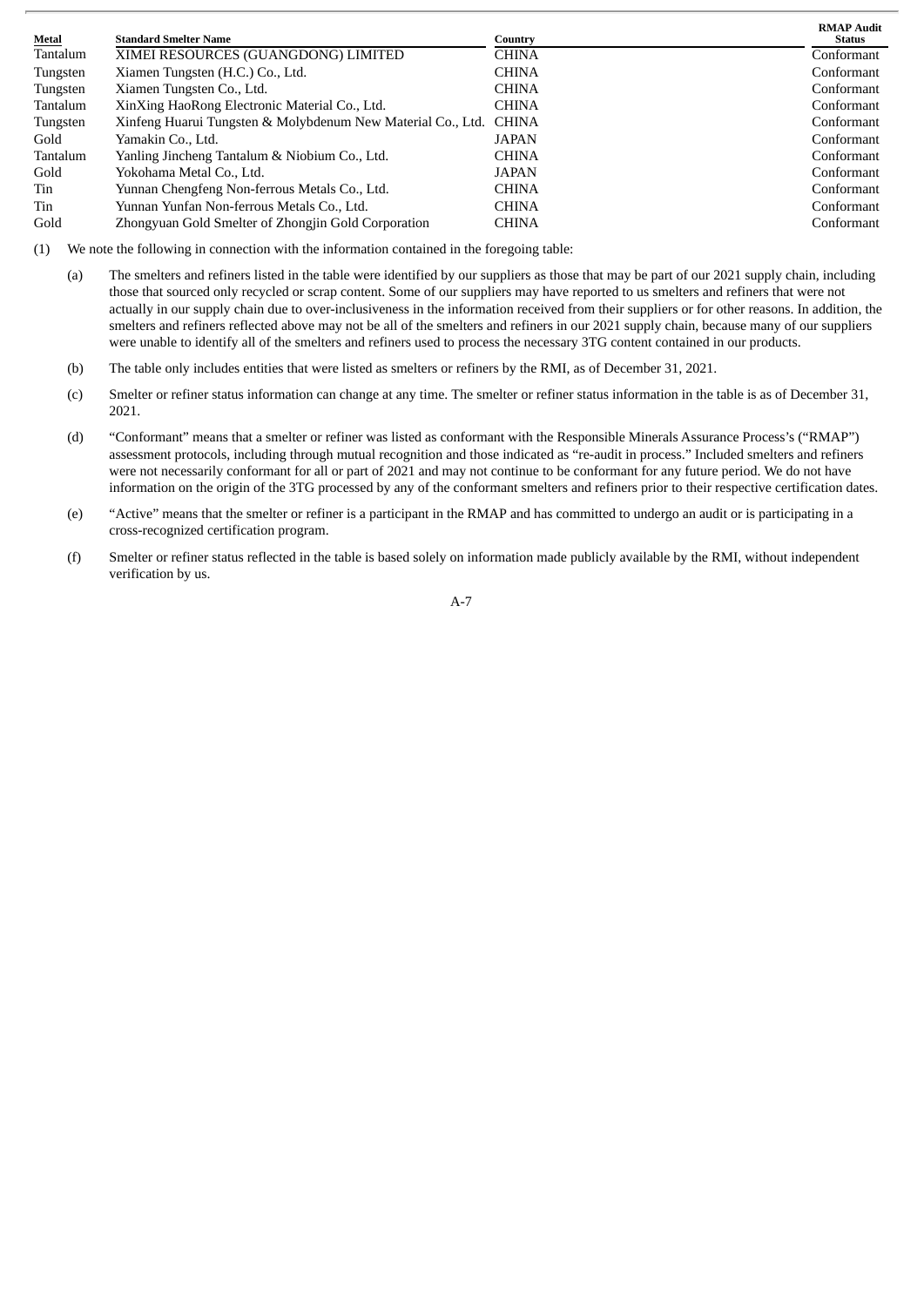| Metal | Standard Smelter Name | Country | RMAP Audit Status |
|---|---|---|---|
| Tantalum | XIMEI RESOURCES (GUANGDONG) LIMITED | CHINA | Conformant |
| Tungsten | Xiamen Tungsten (H.C.) Co., Ltd. | CHINA | Conformant |
| Tungsten | Xiamen Tungsten Co., Ltd. | CHINA | Conformant |
| Tantalum | XinXing HaoRong Electronic Material Co., Ltd. | CHINA | Conformant |
| Tungsten | Xinfeng Huarui Tungsten & Molybdenum New Material Co., Ltd. | CHINA | Conformant |
| Gold | Yamakin Co., Ltd. | JAPAN | Conformant |
| Tantalum | Yanling Jincheng Tantalum & Niobium Co., Ltd. | CHINA | Conformant |
| Gold | Yokohama Metal Co., Ltd. | JAPAN | Conformant |
| Tin | Yunnan Chengfeng Non-ferrous Metals Co., Ltd. | CHINA | Conformant |
| Tin | Yunnan Yunfan Non-ferrous Metals Co., Ltd. | CHINA | Conformant |
| Gold | Zhongyuan Gold Smelter of Zhongjin Gold Corporation | CHINA | Conformant |

(1) We note the following in connection with the information contained in the foregoing table:

(a) The smelters and refiners listed in the table were identified by our suppliers as those that may be part of our 2021 supply chain, including those that sourced only recycled or scrap content. Some of our suppliers may have reported to us smelters and refiners that were not actually in our supply chain due to over-inclusiveness in the information received from their suppliers or for other reasons. In addition, the smelters and refiners reflected above may not be all of the smelters and refiners in our 2021 supply chain, because many of our suppliers were unable to identify all of the smelters and refiners used to process the necessary 3TG content contained in our products.

(b) The table only includes entities that were listed as smelters or refiners by the RMI, as of December 31, 2021.

(c) Smelter or refiner status information can change at any time. The smelter or refiner status information in the table is as of December 31, 2021.

(d) "Conformant" means that a smelter or refiner was listed as conformant with the Responsible Minerals Assurance Process's ("RMAP") assessment protocols, including through mutual recognition and those indicated as "re-audit in process." Included smelters and refiners were not necessarily conformant for all or part of 2021 and may not continue to be conformant for any future period. We do not have information on the origin of the 3TG processed by any of the conformant smelters and refiners prior to their respective certification dates.

(e) "Active" means that the smelter or refiner is a participant in the RMAP and has committed to undergo an audit or is participating in a cross-recognized certification program.

(f) Smelter or refiner status reflected in the table is based solely on information made publicly available by the RMI, without independent verification by us.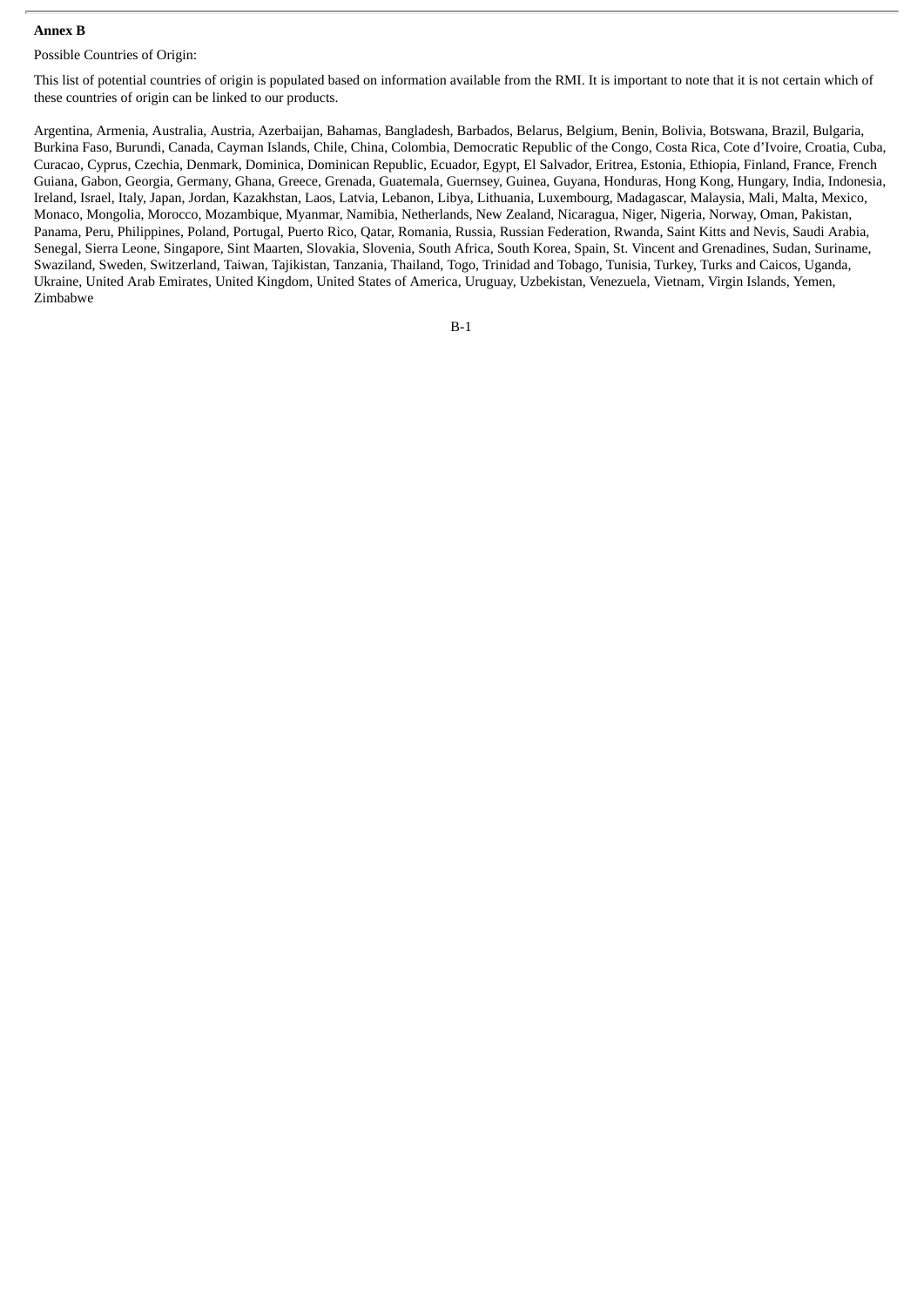**Annex B**

Possible Countries of Origin:

This list of potential countries of origin is populated based on information available from the RMI. It is important to note that it is not certain which of these countries of origin can be linked to our products.

Argentina, Armenia, Australia, Austria, Azerbaijan, Bahamas, Bangladesh, Barbados, Belarus, Belgium, Benin, Bolivia, Botswana, Brazil, Bulgaria, Burkina Faso, Burundi, Canada, Cayman Islands, Chile, China, Colombia, Democratic Republic of the Congo, Costa Rica, Cote d'Ivoire, Croatia, Cuba, Curacao, Cyprus, Czechia, Denmark, Dominica, Dominican Republic, Ecuador, Egypt, El Salvador, Eritrea, Estonia, Ethiopia, Finland, France, French Guiana, Gabon, Georgia, Germany, Ghana, Greece, Grenada, Guatemala, Guernsey, Guinea, Guyana, Honduras, Hong Kong, Hungary, India, Indonesia, Ireland, Israel, Italy, Japan, Jordan, Kazakhstan, Laos, Latvia, Lebanon, Libya, Lithuania, Luxembourg, Madagascar, Malaysia, Mali, Malta, Mexico, Monaco, Mongolia, Morocco, Mozambique, Myanmar, Namibia, Netherlands, New Zealand, Nicaragua, Niger, Nigeria, Norway, Oman, Pakistan, Panama, Peru, Philippines, Poland, Portugal, Puerto Rico, Qatar, Romania, Russia, Russian Federation, Rwanda, Saint Kitts and Nevis, Saudi Arabia, Senegal, Sierra Leone, Singapore, Sint Maarten, Slovakia, Slovenia, South Africa, South Korea, Spain, St. Vincent and Grenadines, Sudan, Suriname, Swaziland, Sweden, Switzerland, Taiwan, Tajikistan, Tanzania, Thailand, Togo, Trinidad and Tobago, Tunisia, Turkey, Turks and Caicos, Uganda, Ukraine, United Arab Emirates, United Kingdom, United States of America, Uruguay, Uzbekistan, Venezuela, Vietnam, Virgin Islands, Yemen, Zimbabwe